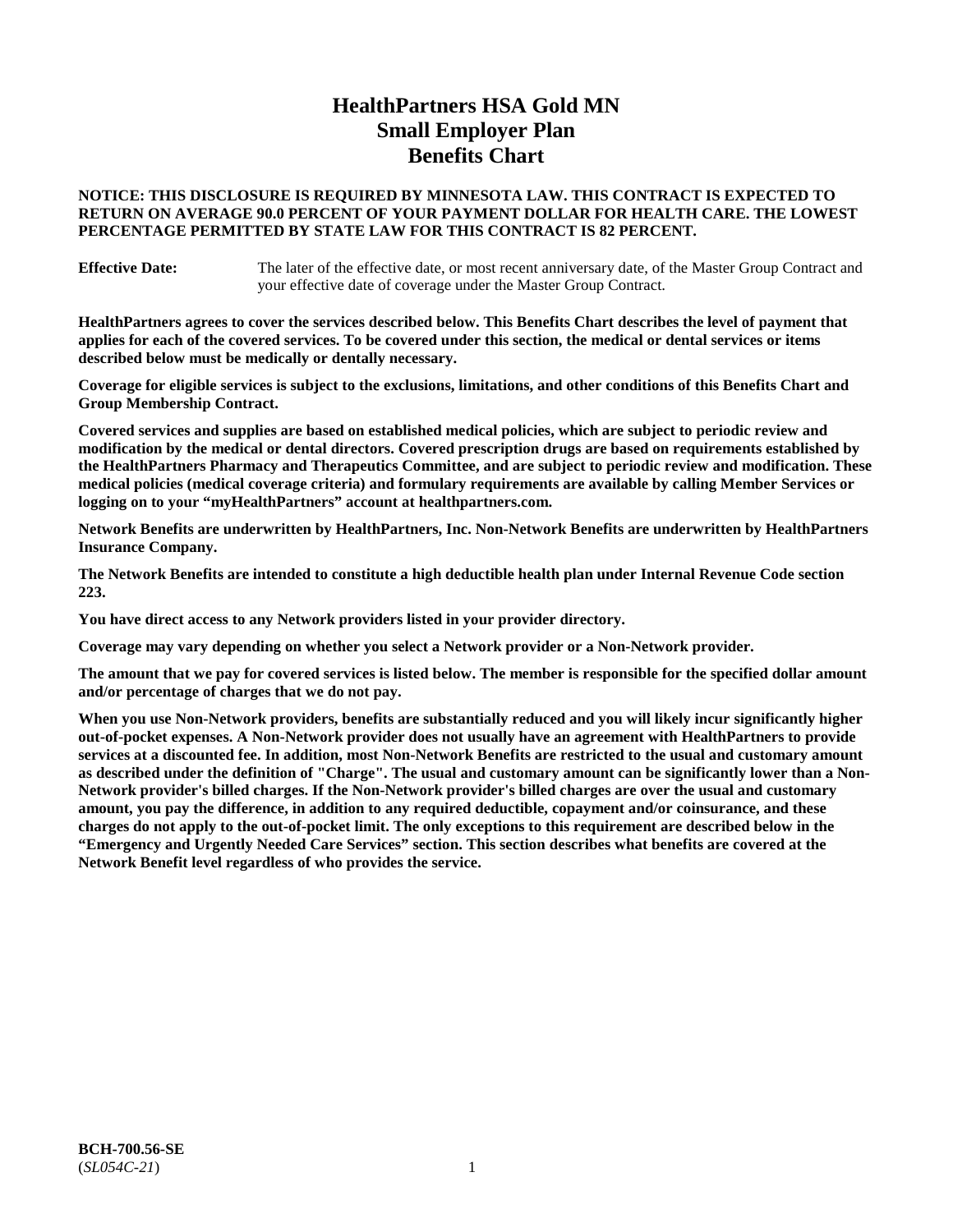# HealthPartners HSA Gold MN Small Employer Plan Benefits Chart

**NOTICE: THIS DISCLOSURE IS REQUIRED BY MINNESOTA LAW. THIS CONTRACT IS EXPECTED TO RETURN ON AVERAGE 90.0 PERCENT OF YOUR PAYMENT DOLLAR FOR HEALTH CARE. THE LOWEST PERCENTAGE PERMITTED BY STATE LAW FOR THIS CONTRACT IS 82 PERCENT.**

**Effective Date:** The later of the effective date, or most recent anniversary date, of the Master Group Contract and your effective date of coverage under the Master Group Contract.

**HealthPartners agrees to cover the services described below. This Benefits Chart describes the level of payment that applies for each of the covered services. To be covered under this section, the medical or dental services or items described below must be medically or dentally necessary.**

**Coverage for eligible services is subject to the exclusions, limitations, and other conditions of this Benefits Chart and Group Membership Contract.**

**Covered services and supplies are based on established medical policies, which are subject to periodic review and modification by the medical or dental directors. Covered prescription drugs are based on requirements established by the HealthPartners Pharmacy and Therapeutics Committee, and are subject to periodic review and modification. These medical policies (medical coverage criteria) and formulary requirements are available by calling Member Services or logging on to your "myHealthPartners" account at healthpartners.com.**

**Network Benefits are underwritten by HealthPartners, Inc. Non-Network Benefits are underwritten by HealthPartners Insurance Company.**

**The Network Benefits are intended to constitute a high deductible health plan under Internal Revenue Code section 223.**

**You have direct access to any Network providers listed in your provider directory.**

**Coverage may vary depending on whether you select a Network provider or a Non-Network provider.**

**The amount that we pay for covered services is listed below. The member is responsible for the specified dollar amount and/or percentage of charges that we do not pay.**

**When you use Non-Network providers, benefits are substantially reduced and you will likely incur significantly higher out-of-pocket expenses. A Non-Network provider does not usually have an agreement with HealthPartners to provide services at a discounted fee. In addition, most Non-Network Benefits are restricted to the usual and customary amount as described under the definition of "Charge". The usual and customary amount can be significantly lower than a Non-Network provider's billed charges. If the Non-Network provider's billed charges are over the usual and customary amount, you pay the difference, in addition to any required deductible, copayment and/or coinsurance, and these charges do not apply to the out-of-pocket limit. The only exceptions to this requirement are described below in the "Emergency and Urgently Needed Care Services" section. This section describes what benefits are covered at the Network Benefit level regardless of who provides the service.**

**BCH-700.56-SE**
(*SL054C-21*)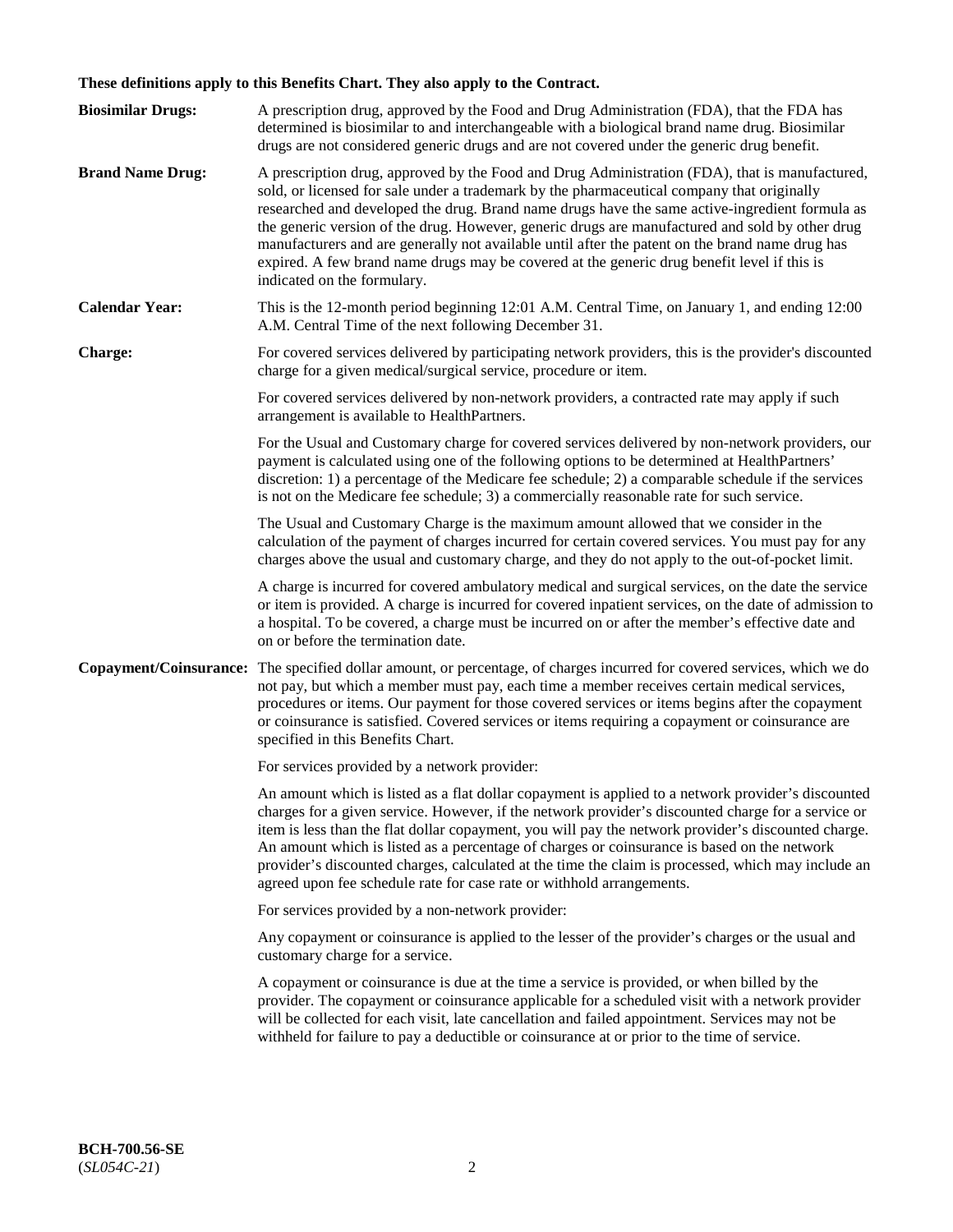**These definitions apply to this Benefits Chart. They also apply to the Contract.**

**Biosimilar Drugs:** A prescription drug, approved by the Food and Drug Administration (FDA), that the FDA has determined is biosimilar to and interchangeable with a biological brand name drug. Biosimilar drugs are not considered generic drugs and are not covered under the generic drug benefit.

**Brand Name Drug:** A prescription drug, approved by the Food and Drug Administration (FDA), that is manufactured, sold, or licensed for sale under a trademark by the pharmaceutical company that originally researched and developed the drug. Brand name drugs have the same active-ingredient formula as the generic version of the drug. However, generic drugs are manufactured and sold by other drug manufacturers and are generally not available until after the patent on the brand name drug has expired. A few brand name drugs may be covered at the generic drug benefit level if this is indicated on the formulary.

**Calendar Year:** This is the 12-month period beginning 12:01 A.M. Central Time, on January 1, and ending 12:00 A.M. Central Time of the next following December 31.

**Charge:** For covered services delivered by participating network providers, this is the provider's discounted charge for a given medical/surgical service, procedure or item.

For covered services delivered by non-network providers, a contracted rate may apply if such arrangement is available to HealthPartners.

For the Usual and Customary charge for covered services delivered by non-network providers, our payment is calculated using one of the following options to be determined at HealthPartners' discretion: 1) a percentage of the Medicare fee schedule; 2) a comparable schedule if the services is not on the Medicare fee schedule; 3) a commercially reasonable rate for such service.

The Usual and Customary Charge is the maximum amount allowed that we consider in the calculation of the payment of charges incurred for certain covered services. You must pay for any charges above the usual and customary charge, and they do not apply to the out-of-pocket limit.

A charge is incurred for covered ambulatory medical and surgical services, on the date the service or item is provided. A charge is incurred for covered inpatient services, on the date of admission to a hospital. To be covered, a charge must be incurred on or after the member's effective date and on or before the termination date.

**Copayment/Coinsurance:** The specified dollar amount, or percentage, of charges incurred for covered services, which we do not pay, but which a member must pay, each time a member receives certain medical services, procedures or items. Our payment for those covered services or items begins after the copayment or coinsurance is satisfied. Covered services or items requiring a copayment or coinsurance are specified in this Benefits Chart.

For services provided by a network provider:

An amount which is listed as a flat dollar copayment is applied to a network provider's discounted charges for a given service. However, if the network provider's discounted charge for a service or item is less than the flat dollar copayment, you will pay the network provider's discounted charge. An amount which is listed as a percentage of charges or coinsurance is based on the network provider's discounted charges, calculated at the time the claim is processed, which may include an agreed upon fee schedule rate for case rate or withhold arrangements.

For services provided by a non-network provider:

Any copayment or coinsurance is applied to the lesser of the provider's charges or the usual and customary charge for a service.

A copayment or coinsurance is due at the time a service is provided, or when billed by the provider. The copayment or coinsurance applicable for a scheduled visit with a network provider will be collected for each visit, late cancellation and failed appointment. Services may not be withheld for failure to pay a deductible or coinsurance at or prior to the time of service.

**BCH-700.56-SE**
(*SL054C-21*)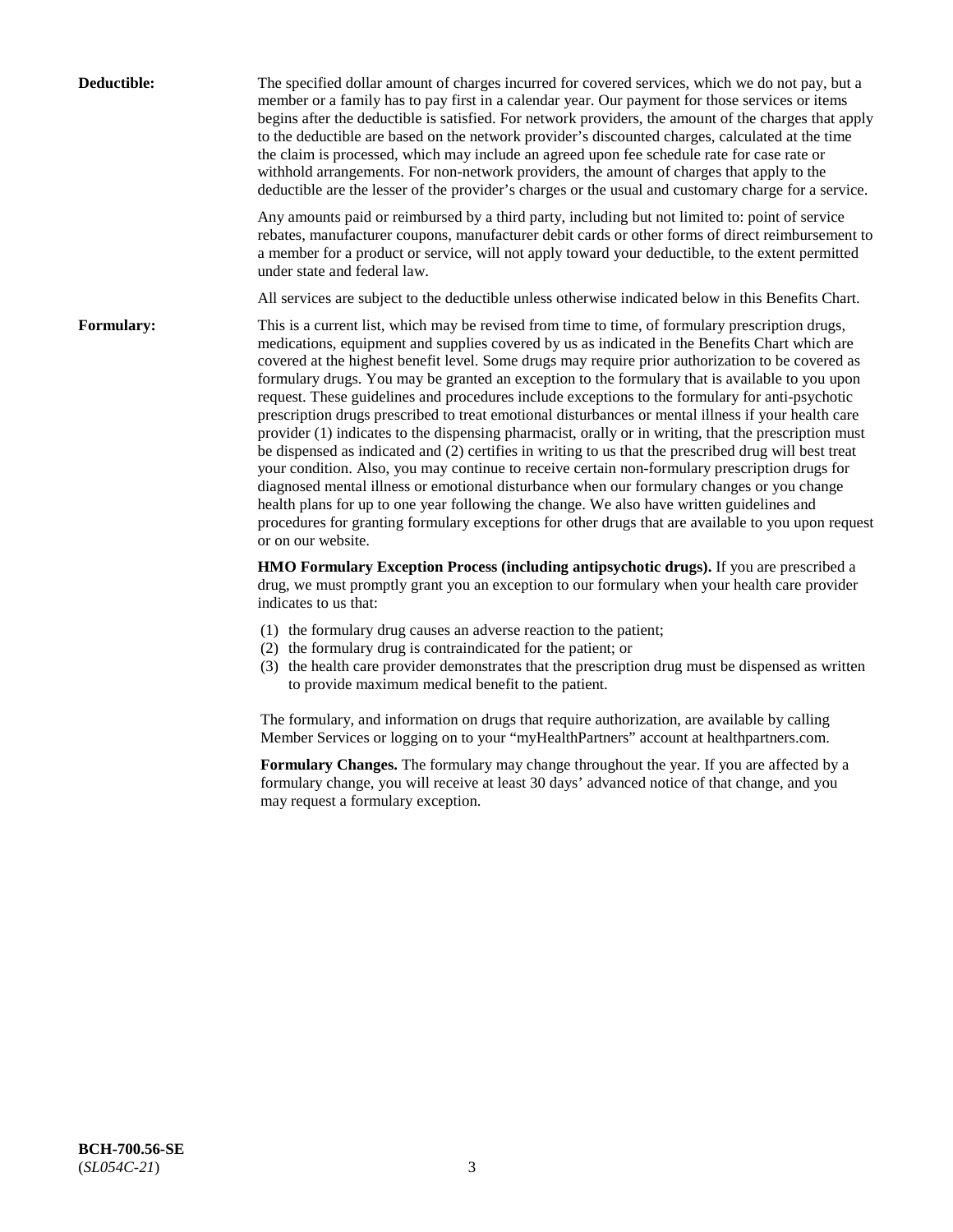**Deductible:** The specified dollar amount of charges incurred for covered services, which we do not pay, but a member or a family has to pay first in a calendar year. Our payment for those services or items begins after the deductible is satisfied. For network providers, the amount of the charges that apply to the deductible are based on the network provider's discounted charges, calculated at the time the claim is processed, which may include an agreed upon fee schedule rate for case rate or withhold arrangements. For non-network providers, the amount of charges that apply to the deductible are the lesser of the provider's charges or the usual and customary charge for a service.

Any amounts paid or reimbursed by a third party, including but not limited to: point of service rebates, manufacturer coupons, manufacturer debit cards or other forms of direct reimbursement to a member for a product or service, will not apply toward your deductible, to the extent permitted under state and federal law.

All services are subject to the deductible unless otherwise indicated below in this Benefits Chart.

**Formulary:** This is a current list, which may be revised from time to time, of formulary prescription drugs, medications, equipment and supplies covered by us as indicated in the Benefits Chart which are covered at the highest benefit level. Some drugs may require prior authorization to be covered as formulary drugs. You may be granted an exception to the formulary that is available to you upon request. These guidelines and procedures include exceptions to the formulary for anti-psychotic prescription drugs prescribed to treat emotional disturbances or mental illness if your health care provider (1) indicates to the dispensing pharmacist, orally or in writing, that the prescription must be dispensed as indicated and (2) certifies in writing to us that the prescribed drug will best treat your condition. Also, you may continue to receive certain non-formulary prescription drugs for diagnosed mental illness or emotional disturbance when our formulary changes or you change health plans for up to one year following the change. We also have written guidelines and procedures for granting formulary exceptions for other drugs that are available to you upon request or on our website.

**HMO Formulary Exception Process (including antipsychotic drugs).** If you are prescribed a drug, we must promptly grant you an exception to our formulary when your health care provider indicates to us that:

(1) the formulary drug causes an adverse reaction to the patient;
(2) the formulary drug is contraindicated for the patient; or
(3) the health care provider demonstrates that the prescription drug must be dispensed as written to provide maximum medical benefit to the patient.

The formulary, and information on drugs that require authorization, are available by calling Member Services or logging on to your "myHealthPartners" account at healthpartners.com.

**Formulary Changes.** The formulary may change throughout the year. If you are affected by a formulary change, you will receive at least 30 days' advanced notice of that change, and you may request a formulary exception.

**BCH-700.56-SE**
(*SL054C-21*)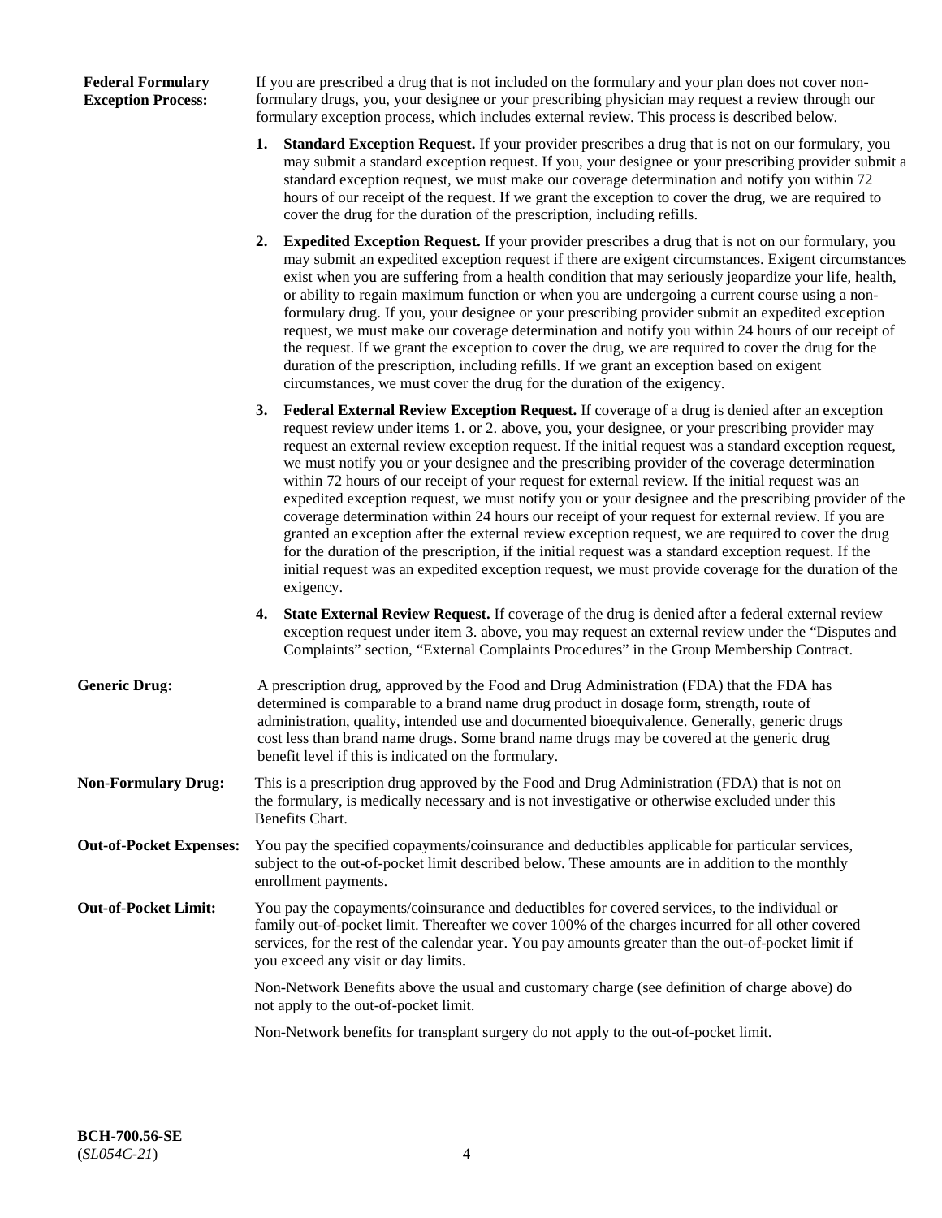**Federal Formulary Exception Process:** If you are prescribed a drug that is not included on the formulary and your plan does not cover non-formulary drugs, you, your designee or your prescribing physician may request a review through our formulary exception process, which includes external review. This process is described below.

1. **Standard Exception Request.** If your provider prescribes a drug that is not on our formulary, you may submit a standard exception request. If you, your designee or your prescribing provider submit a standard exception request, we must make our coverage determination and notify you within 72 hours of our receipt of the request. If we grant the exception to cover the drug, we are required to cover the drug for the duration of the prescription, including refills.

2. **Expedited Exception Request.** If your provider prescribes a drug that is not on our formulary, you may submit an expedited exception request if there are exigent circumstances. Exigent circumstances exist when you are suffering from a health condition that may seriously jeopardize your life, health, or ability to regain maximum function or when you are undergoing a current course using a non-formulary drug. If you, your designee or your prescribing provider submit an expedited exception request, we must make our coverage determination and notify you within 24 hours of our receipt of the request. If we grant the exception to cover the drug, we are required to cover the drug for the duration of the prescription, including refills. If we grant an exception based on exigent circumstances, we must cover the drug for the duration of the exigency.

3. **Federal External Review Exception Request.** If coverage of a drug is denied after an exception request review under items 1. or 2. above, you, your designee, or your prescribing provider may request an external review exception request. If the initial request was a standard exception request, we must notify you or your designee and the prescribing provider of the coverage determination within 72 hours of our receipt of your request for external review. If the initial request was an expedited exception request, we must notify you or your designee and the prescribing provider of the coverage determination within 24 hours our receipt of your request for external review. If you are granted an exception after the external review exception request, we are required to cover the drug for the duration of the prescription, if the initial request was a standard exception request. If the initial request was an expedited exception request, we must provide coverage for the duration of the exigency.

4. **State External Review Request.** If coverage of the drug is denied after a federal external review exception request under item 3. above, you may request an external review under the "Disputes and Complaints" section, "External Complaints Procedures" in the Group Membership Contract.

**Generic Drug:** A prescription drug, approved by the Food and Drug Administration (FDA) that the FDA has determined is comparable to a brand name drug product in dosage form, strength, route of administration, quality, intended use and documented bioequivalence. Generally, generic drugs cost less than brand name drugs. Some brand name drugs may be covered at the generic drug benefit level if this is indicated on the formulary.

**Non-Formulary Drug:** This is a prescription drug approved by the Food and Drug Administration (FDA) that is not on the formulary, is medically necessary and is not investigative or otherwise excluded under this Benefits Chart.

**Out-of-Pocket Expenses:** You pay the specified copayments/coinsurance and deductibles applicable for particular services, subject to the out-of-pocket limit described below. These amounts are in addition to the monthly enrollment payments.

**Out-of-Pocket Limit:** You pay the copayments/coinsurance and deductibles for covered services, to the individual or family out-of-pocket limit. Thereafter we cover 100% of the charges incurred for all other covered services, for the rest of the calendar year. You pay amounts greater than the out-of-pocket limit if you exceed any visit or day limits.

Non-Network Benefits above the usual and customary charge (see definition of charge above) do not apply to the out-of-pocket limit.

Non-Network benefits for transplant surgery do not apply to the out-of-pocket limit.

**BCH-700.56-SE**
(*SL054C-21*)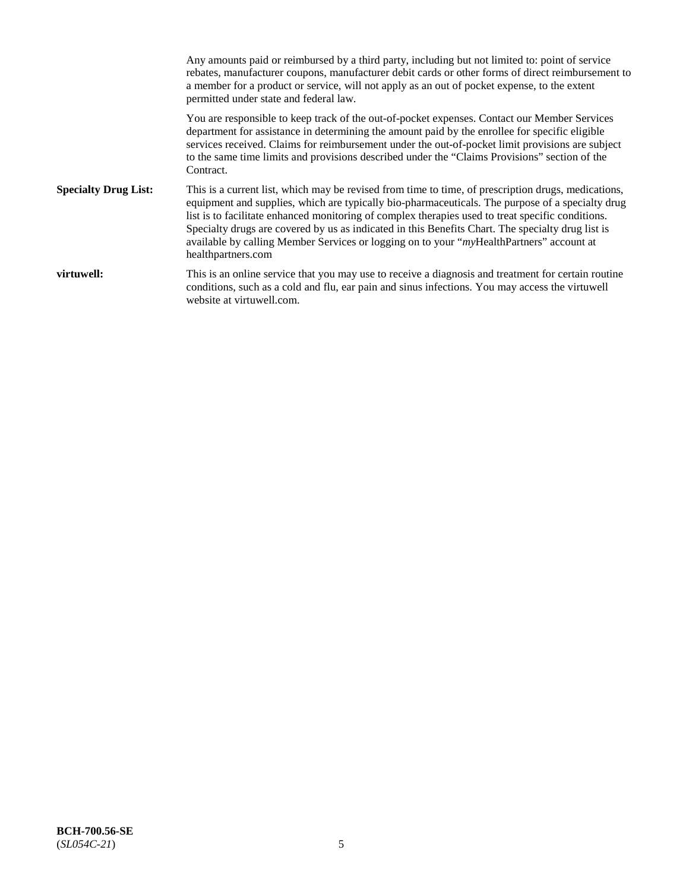Any amounts paid or reimbursed by a third party, including but not limited to: point of service rebates, manufacturer coupons, manufacturer debit cards or other forms of direct reimbursement to a member for a product or service, will not apply as an out of pocket expense, to the extent permitted under state and federal law.

You are responsible to keep track of the out-of-pocket expenses. Contact our Member Services department for assistance in determining the amount paid by the enrollee for specific eligible services received. Claims for reimbursement under the out-of-pocket limit provisions are subject to the same time limits and provisions described under the "Claims Provisions" section of the Contract.

**Specialty Drug List:** This is a current list, which may be revised from time to time, of prescription drugs, medications, equipment and supplies, which are typically bio-pharmaceuticals. The purpose of a specialty drug list is to facilitate enhanced monitoring of complex therapies used to treat specific conditions. Specialty drugs are covered by us as indicated in this Benefits Chart. The specialty drug list is available by calling Member Services or logging on to your "*my*HealthPartners" account at healthpartners.com

**virtuwell:** This is an online service that you may use to receive a diagnosis and treatment for certain routine conditions, such as a cold and flu, ear pain and sinus infections. You may access the virtuwell website at virtuwell.com.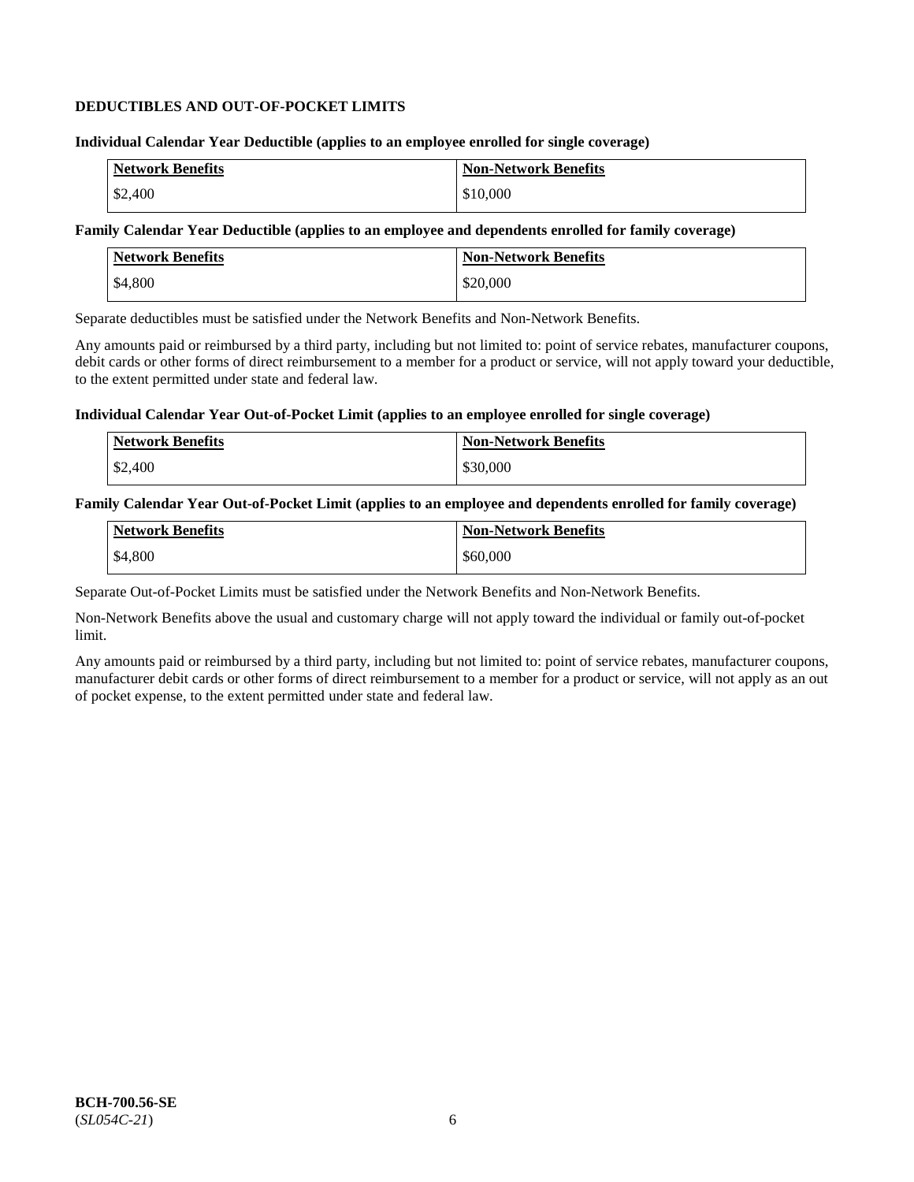## DEDUCTIBLES AND OUT-OF-POCKET LIMITS

**Individual Calendar Year Deductible (applies to an employee enrolled for single coverage)**

| Network Benefits | Non-Network Benefits |
|---|---|
| $2,400 | $10,000 |

**Family Calendar Year Deductible (applies to an employee and dependents enrolled for family coverage)**

| Network Benefits | Non-Network Benefits |
|---|---|
| $4,800 | $20,000 |

Separate deductibles must be satisfied under the Network Benefits and Non-Network Benefits.

Any amounts paid or reimbursed by a third party, including but not limited to: point of service rebates, manufacturer coupons, debit cards or other forms of direct reimbursement to a member for a product or service, will not apply toward your deductible, to the extent permitted under state and federal law.

**Individual Calendar Year Out-of-Pocket Limit (applies to an employee enrolled for single coverage)**

| Network Benefits | Non-Network Benefits |
|---|---|
| $2,400 | $30,000 |

**Family Calendar Year Out-of-Pocket Limit (applies to an employee and dependents enrolled for family coverage)**

| Network Benefits | Non-Network Benefits |
|---|---|
| $4,800 | $60,000 |

Separate Out-of-Pocket Limits must be satisfied under the Network Benefits and Non-Network Benefits.

Non-Network Benefits above the usual and customary charge will not apply toward the individual or family out-of-pocket limit.

Any amounts paid or reimbursed by a third party, including but not limited to: point of service rebates, manufacturer coupons, manufacturer debit cards or other forms of direct reimbursement to a member for a product or service, will not apply as an out of pocket expense, to the extent permitted under state and federal law.

**BCH-700.56-SE**
(*SL054C-21*)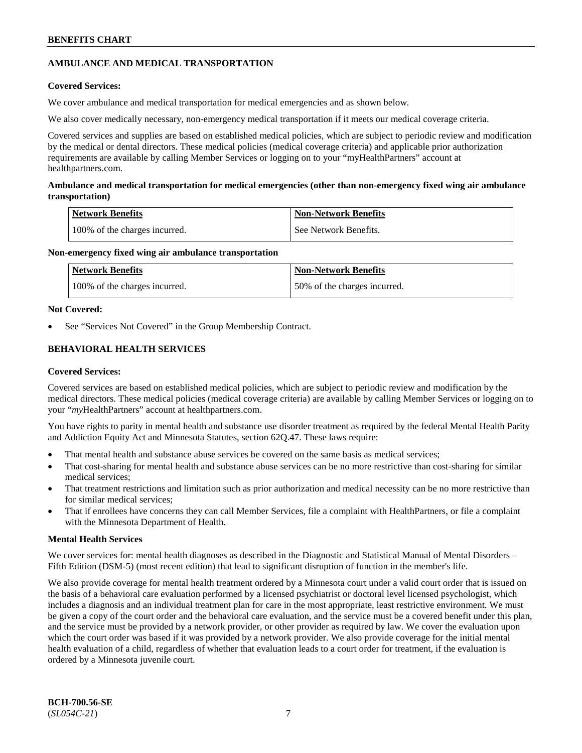## AMBULANCE AND MEDICAL TRANSPORTATION

**Covered Services:**

We cover ambulance and medical transportation for medical emergencies and as shown below.

We also cover medically necessary, non-emergency medical transportation if it meets our medical coverage criteria.

Covered services and supplies are based on established medical policies, which are subject to periodic review and modification by the medical or dental directors. These medical policies (medical coverage criteria) and applicable prior authorization requirements are available by calling Member Services or logging on to your "myHealthPartners" account at healthpartners.com.

**Ambulance and medical transportation for medical emergencies (other than non-emergency fixed wing air ambulance transportation)**

| Network Benefits | Non-Network Benefits |
|---|---|
| 100% of the charges incurred. | See Network Benefits. |

**Non-emergency fixed wing air ambulance transportation**

| Network Benefits | Non-Network Benefits |
|---|---|
| 100% of the charges incurred. | 50% of the charges incurred. |

**Not Covered:**

- See "Services Not Covered" in the Group Membership Contract.

## BEHAVIORAL HEALTH SERVICES

**Covered Services:**

Covered services are based on established medical policies, which are subject to periodic review and modification by the medical directors. These medical policies (medical coverage criteria) are available by calling Member Services or logging on to your "*my*HealthPartners" account at healthpartners.com.

You have rights to parity in mental health and substance use disorder treatment as required by the federal Mental Health Parity and Addiction Equity Act and Minnesota Statutes, section 62Q.47. These laws require:

- That mental health and substance abuse services be covered on the same basis as medical services;
- That cost-sharing for mental health and substance abuse services can be no more restrictive than cost-sharing for similar medical services;
- That treatment restrictions and limitation such as prior authorization and medical necessity can be no more restrictive than for similar medical services;
- That if enrollees have concerns they can call Member Services, file a complaint with HealthPartners, or file a complaint with the Minnesota Department of Health.

**Mental Health Services**

We cover services for: mental health diagnoses as described in the Diagnostic and Statistical Manual of Mental Disorders – Fifth Edition (DSM-5) (most recent edition) that lead to significant disruption of function in the member's life.

We also provide coverage for mental health treatment ordered by a Minnesota court under a valid court order that is issued on the basis of a behavioral care evaluation performed by a licensed psychiatrist or doctoral level licensed psychologist, which includes a diagnosis and an individual treatment plan for care in the most appropriate, least restrictive environment. We must be given a copy of the court order and the behavioral care evaluation, and the service must be a covered benefit under this plan, and the service must be provided by a network provider, or other provider as required by law. We cover the evaluation upon which the court order was based if it was provided by a network provider. We also provide coverage for the initial mental health evaluation of a child, regardless of whether that evaluation leads to a court order for treatment, if the evaluation is ordered by a Minnesota juvenile court.

**BCH-700.56-SE**
(*SL054C-21*)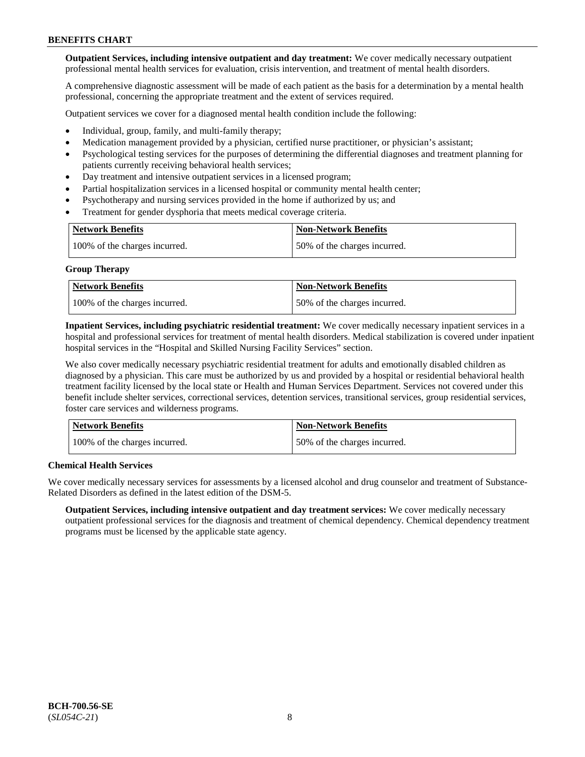**Outpatient Services, including intensive outpatient and day treatment:** We cover medically necessary outpatient professional mental health services for evaluation, crisis intervention, and treatment of mental health disorders.

A comprehensive diagnostic assessment will be made of each patient as the basis for a determination by a mental health professional, concerning the appropriate treatment and the extent of services required.

Outpatient services we cover for a diagnosed mental health condition include the following:

- Individual, group, family, and multi-family therapy;
- Medication management provided by a physician, certified nurse practitioner, or physician's assistant;
- Psychological testing services for the purposes of determining the differential diagnoses and treatment planning for patients currently receiving behavioral health services;
- Day treatment and intensive outpatient services in a licensed program;
- Partial hospitalization services in a licensed hospital or community mental health center;
- Psychotherapy and nursing services provided in the home if authorized by us; and
- Treatment for gender dysphoria that meets medical coverage criteria.

| Network Benefits | Non-Network Benefits |
|---|---|
| 100% of the charges incurred. | 50% of the charges incurred. |

**Group Therapy**

| Network Benefits | Non-Network Benefits |
|---|---|
| 100% of the charges incurred. | 50% of the charges incurred. |

**Inpatient Services, including psychiatric residential treatment:** We cover medically necessary inpatient services in a hospital and professional services for treatment of mental health disorders. Medical stabilization is covered under inpatient hospital services in the "Hospital and Skilled Nursing Facility Services" section.

We also cover medically necessary psychiatric residential treatment for adults and emotionally disabled children as diagnosed by a physician. This care must be authorized by us and provided by a hospital or residential behavioral health treatment facility licensed by the local state or Health and Human Services Department. Services not covered under this benefit include shelter services, correctional services, detention services, transitional services, group residential services, foster care services and wilderness programs.

| Network Benefits | Non-Network Benefits |
|---|---|
| 100% of the charges incurred. | 50% of the charges incurred. |

**Chemical Health Services**

We cover medically necessary services for assessments by a licensed alcohol and drug counselor and treatment of Substance-Related Disorders as defined in the latest edition of the DSM-5.

**Outpatient Services, including intensive outpatient and day treatment services:** We cover medically necessary outpatient professional services for the diagnosis and treatment of chemical dependency. Chemical dependency treatment programs must be licensed by the applicable state agency.

BCH-700.56-SE
(*SL054C-21*)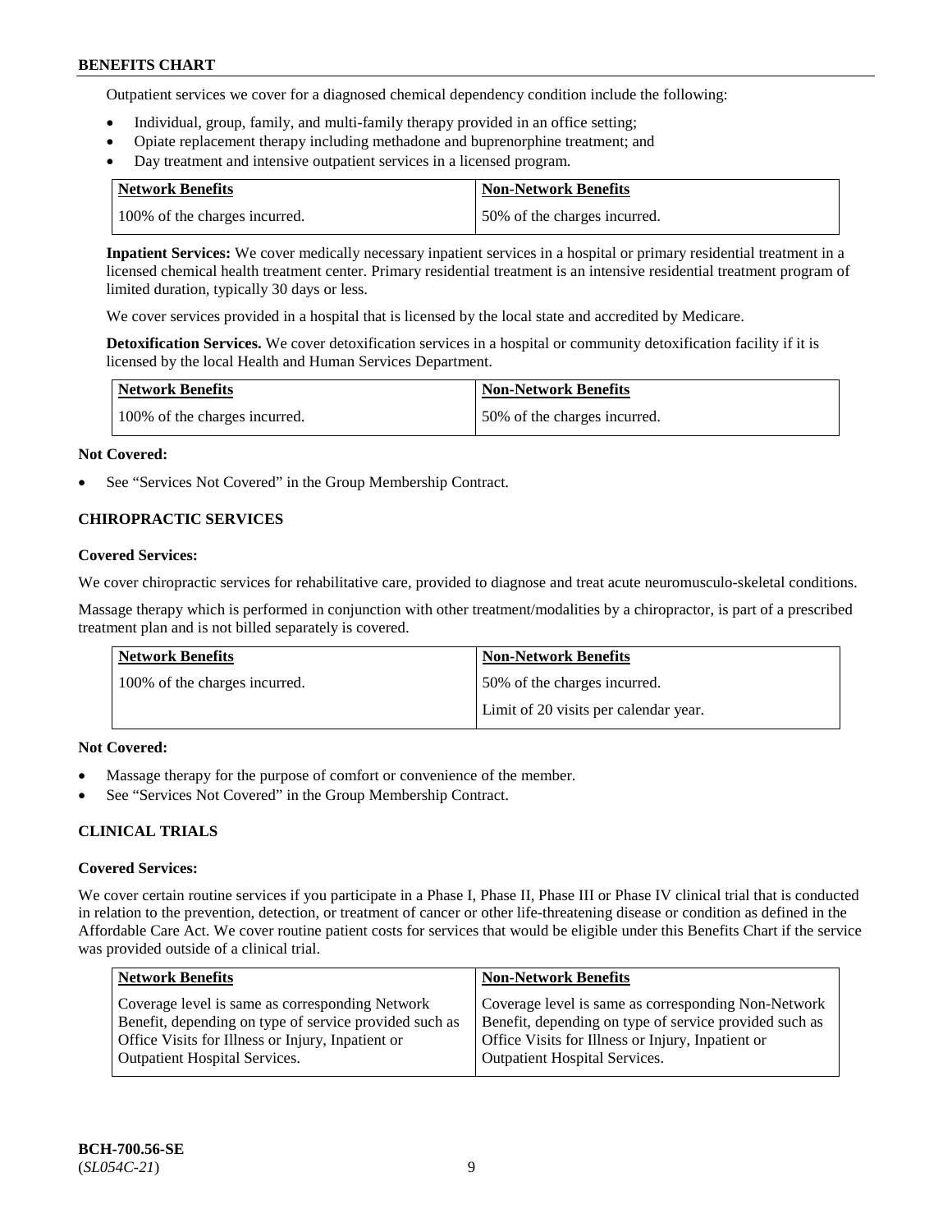Outpatient services we cover for a diagnosed chemical dependency condition include the following:

- Individual, group, family, and multi-family therapy provided in an office setting;
- Opiate replacement therapy including methadone and buprenorphine treatment; and
- Day treatment and intensive outpatient services in a licensed program.

| Network Benefits | Non-Network Benefits |
|---|---|
| 100% of the charges incurred. | 50% of the charges incurred. |

**Inpatient Services:** We cover medically necessary inpatient services in a hospital or primary residential treatment in a licensed chemical health treatment center. Primary residential treatment is an intensive residential treatment program of limited duration, typically 30 days or less.

We cover services provided in a hospital that is licensed by the local state and accredited by Medicare.

**Detoxification Services.** We cover detoxification services in a hospital or community detoxification facility if it is licensed by the local Health and Human Services Department.

| Network Benefits | Non-Network Benefits |
|---|---|
| 100% of the charges incurred. | 50% of the charges incurred. |

**Not Covered:**

- See "Services Not Covered" in the Group Membership Contract.

## CHIROPRACTIC SERVICES

**Covered Services:**

We cover chiropractic services for rehabilitative care, provided to diagnose and treat acute neuromusculo-skeletal conditions.

Massage therapy which is performed in conjunction with other treatment/modalities by a chiropractor, is part of a prescribed treatment plan and is not billed separately is covered.

| Network Benefits | Non-Network Benefits |
|---|---|
| 100% of the charges incurred. | 50% of the charges incurred.<br>Limit of 20 visits per calendar year. |

**Not Covered:**

- Massage therapy for the purpose of comfort or convenience of the member.
- See "Services Not Covered" in the Group Membership Contract.

## CLINICAL TRIALS

**Covered Services:**

We cover certain routine services if you participate in a Phase I, Phase II, Phase III or Phase IV clinical trial that is conducted in relation to the prevention, detection, or treatment of cancer or other life-threatening disease or condition as defined in the Affordable Care Act. We cover routine patient costs for services that would be eligible under this Benefits Chart if the service was provided outside of a clinical trial.

| Network Benefits | Non-Network Benefits |
|---|---|
| Coverage level is same as corresponding Network Benefit, depending on type of service provided such as Office Visits for Illness or Injury, Inpatient or Outpatient Hospital Services. | Coverage level is same as corresponding Non-Network Benefit, depending on type of service provided such as Office Visits for Illness or Injury, Inpatient or Outpatient Hospital Services. |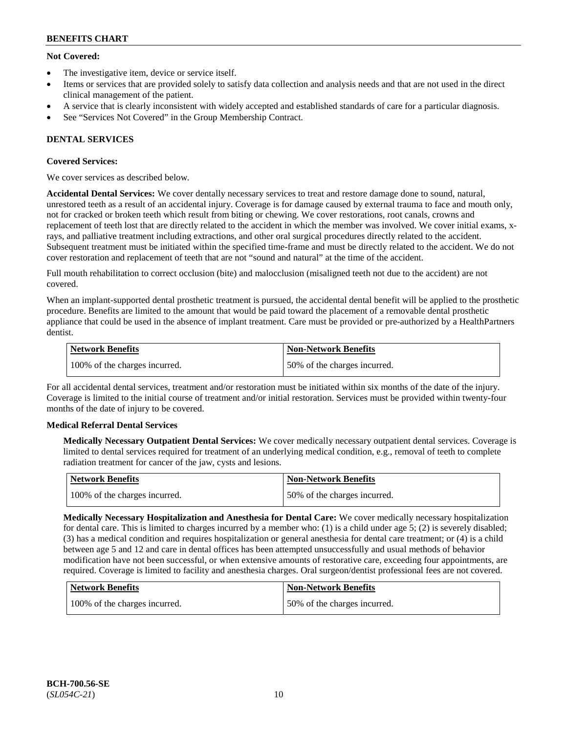**Not Covered:**

- The investigative item, device or service itself.
- Items or services that are provided solely to satisfy data collection and analysis needs and that are not used in the direct clinical management of the patient.
- A service that is clearly inconsistent with widely accepted and established standards of care for a particular diagnosis.
- See "Services Not Covered" in the Group Membership Contract.

## DENTAL SERVICES

**Covered Services:**

We cover services as described below.

**Accidental Dental Services:** We cover dentally necessary services to treat and restore damage done to sound, natural, unrestored teeth as a result of an accidental injury. Coverage is for damage caused by external trauma to face and mouth only, not for cracked or broken teeth which result from biting or chewing. We cover restorations, root canals, crowns and replacement of teeth lost that are directly related to the accident in which the member was involved. We cover initial exams, x-rays, and palliative treatment including extractions, and other oral surgical procedures directly related to the accident. Subsequent treatment must be initiated within the specified time-frame and must be directly related to the accident. We do not cover restoration and replacement of teeth that are not "sound and natural" at the time of the accident.

Full mouth rehabilitation to correct occlusion (bite) and malocclusion (misaligned teeth not due to the accident) are not covered.

When an implant-supported dental prosthetic treatment is pursued, the accidental dental benefit will be applied to the prosthetic procedure. Benefits are limited to the amount that would be paid toward the placement of a removable dental prosthetic appliance that could be used in the absence of implant treatment. Care must be provided or pre-authorized by a HealthPartners dentist.

| Network Benefits | Non-Network Benefits |
| --- | --- |
| 100% of the charges incurred. | 50% of the charges incurred. |

For all accidental dental services, treatment and/or restoration must be initiated within six months of the date of the injury. Coverage is limited to the initial course of treatment and/or initial restoration. Services must be provided within twenty-four months of the date of injury to be covered.

**Medical Referral Dental Services**

**Medically Necessary Outpatient Dental Services:** We cover medically necessary outpatient dental services. Coverage is limited to dental services required for treatment of an underlying medical condition, e.g., removal of teeth to complete radiation treatment for cancer of the jaw, cysts and lesions.

| Network Benefits | Non-Network Benefits |
| --- | --- |
| 100% of the charges incurred. | 50% of the charges incurred. |

**Medically Necessary Hospitalization and Anesthesia for Dental Care:** We cover medically necessary hospitalization for dental care. This is limited to charges incurred by a member who: (1) is a child under age 5; (2) is severely disabled; (3) has a medical condition and requires hospitalization or general anesthesia for dental care treatment; or (4) is a child between age 5 and 12 and care in dental offices has been attempted unsuccessfully and usual methods of behavior modification have not been successful, or when extensive amounts of restorative care, exceeding four appointments, are required. Coverage is limited to facility and anesthesia charges. Oral surgeon/dentist professional fees are not covered.

| Network Benefits | Non-Network Benefits |
| --- | --- |
| 100% of the charges incurred. | 50% of the charges incurred. |

BCH-700.56-SE
(*SL054C-21*)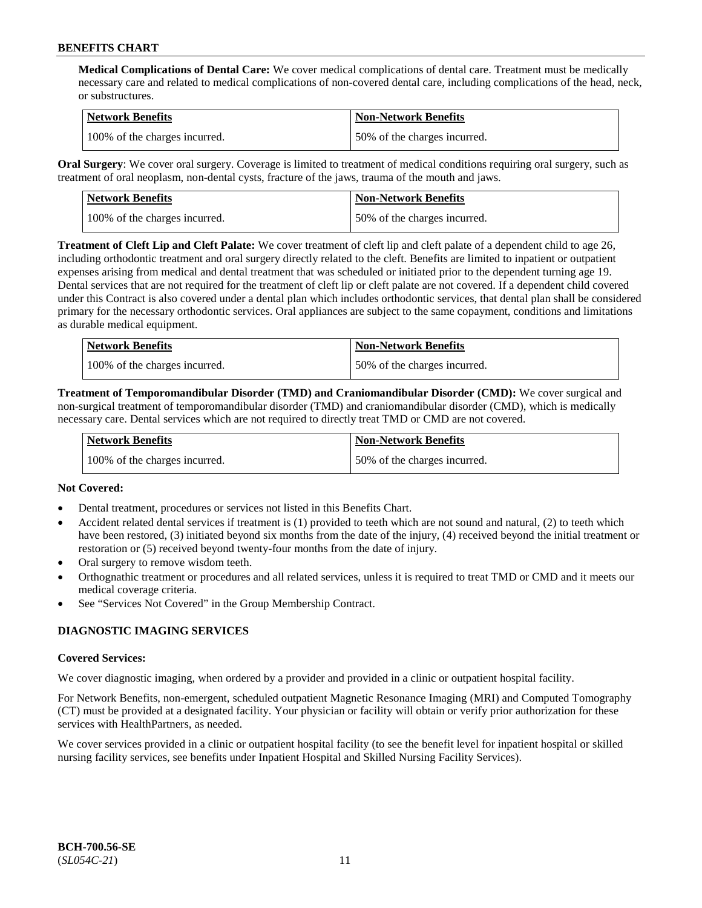**Medical Complications of Dental Care:** We cover medical complications of dental care. Treatment must be medically necessary care and related to medical complications of non-covered dental care, including complications of the head, neck, or substructures.

| Network Benefits | Non-Network Benefits |
| --- | --- |
| 100% of the charges incurred. | 50% of the charges incurred. |

**Oral Surgery**: We cover oral surgery. Coverage is limited to treatment of medical conditions requiring oral surgery, such as treatment of oral neoplasm, non-dental cysts, fracture of the jaws, trauma of the mouth and jaws.

| Network Benefits | Non-Network Benefits |
| --- | --- |
| 100% of the charges incurred. | 50% of the charges incurred. |

**Treatment of Cleft Lip and Cleft Palate:** We cover treatment of cleft lip and cleft palate of a dependent child to age 26, including orthodontic treatment and oral surgery directly related to the cleft. Benefits are limited to inpatient or outpatient expenses arising from medical and dental treatment that was scheduled or initiated prior to the dependent turning age 19. Dental services that are not required for the treatment of cleft lip or cleft palate are not covered. If a dependent child covered under this Contract is also covered under a dental plan which includes orthodontic services, that dental plan shall be considered primary for the necessary orthodontic services. Oral appliances are subject to the same copayment, conditions and limitations as durable medical equipment.

| Network Benefits | Non-Network Benefits |
| --- | --- |
| 100% of the charges incurred. | 50% of the charges incurred. |

**Treatment of Temporomandibular Disorder (TMD) and Craniomandibular Disorder (CMD):** We cover surgical and non-surgical treatment of temporomandibular disorder (TMD) and craniomandibular disorder (CMD), which is medically necessary care. Dental services which are not required to directly treat TMD or CMD are not covered.

| Network Benefits | Non-Network Benefits |
| --- | --- |
| 100% of the charges incurred. | 50% of the charges incurred. |

**Not Covered:**

- Dental treatment, procedures or services not listed in this Benefits Chart.
- Accident related dental services if treatment is (1) provided to teeth which are not sound and natural, (2) to teeth which have been restored, (3) initiated beyond six months from the date of the injury, (4) received beyond the initial treatment or restoration or (5) received beyond twenty-four months from the date of injury.
- Oral surgery to remove wisdom teeth.
- Orthognathic treatment or procedures and all related services, unless it is required to treat TMD or CMD and it meets our medical coverage criteria.
- See "Services Not Covered" in the Group Membership Contract.

## DIAGNOSTIC IMAGING SERVICES

**Covered Services:**

We cover diagnostic imaging, when ordered by a provider and provided in a clinic or outpatient hospital facility.

For Network Benefits, non-emergent, scheduled outpatient Magnetic Resonance Imaging (MRI) and Computed Tomography (CT) must be provided at a designated facility. Your physician or facility will obtain or verify prior authorization for these services with HealthPartners, as needed.

We cover services provided in a clinic or outpatient hospital facility (to see the benefit level for inpatient hospital or skilled nursing facility services, see benefits under Inpatient Hospital and Skilled Nursing Facility Services).

**BCH-700.56-SE**
(*SL054C-21*)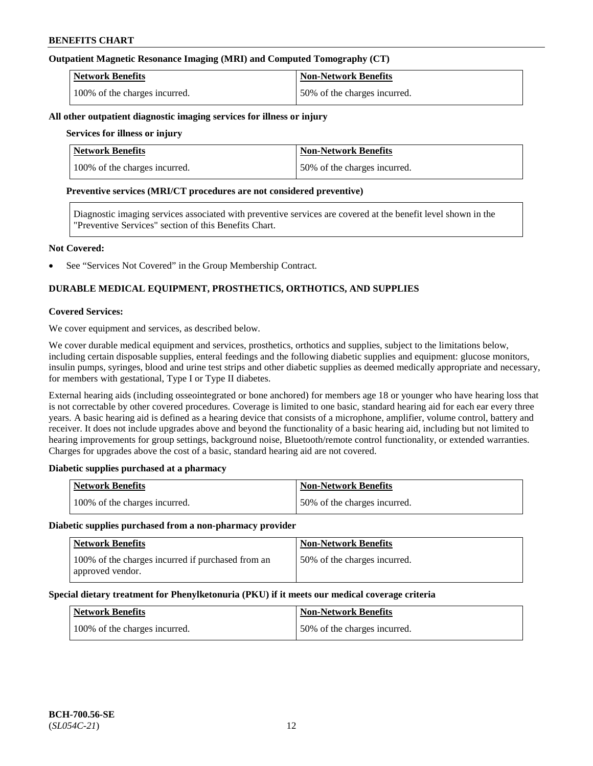**Outpatient Magnetic Resonance Imaging (MRI) and Computed Tomography (CT)**

| Network Benefits | Non-Network Benefits |
|---|---|
| 100% of the charges incurred. | 50% of the charges incurred. |

**All other outpatient diagnostic imaging services for illness or injury**

**Services for illness or injury**

| Network Benefits | Non-Network Benefits |
|---|---|
| 100% of the charges incurred. | 50% of the charges incurred. |

**Preventive services (MRI/CT procedures are not considered preventive)**

Diagnostic imaging services associated with preventive services are covered at the benefit level shown in the "Preventive Services" section of this Benefits Chart.

**Not Covered:**

- See "Services Not Covered" in the Group Membership Contract.

## DURABLE MEDICAL EQUIPMENT, PROSTHETICS, ORTHOTICS, AND SUPPLIES

**Covered Services:**

We cover equipment and services, as described below.

We cover durable medical equipment and services, prosthetics, orthotics and supplies, subject to the limitations below, including certain disposable supplies, enteral feedings and the following diabetic supplies and equipment: glucose monitors, insulin pumps, syringes, blood and urine test strips and other diabetic supplies as deemed medically appropriate and necessary, for members with gestational, Type I or Type II diabetes.

External hearing aids (including osseointegrated or bone anchored) for members age 18 or younger who have hearing loss that is not correctable by other covered procedures. Coverage is limited to one basic, standard hearing aid for each ear every three years. A basic hearing aid is defined as a hearing device that consists of a microphone, amplifier, volume control, battery and receiver. It does not include upgrades above and beyond the functionality of a basic hearing aid, including but not limited to hearing improvements for group settings, background noise, Bluetooth/remote control functionality, or extended warranties. Charges for upgrades above the cost of a basic, standard hearing aid are not covered.

**Diabetic supplies purchased at a pharmacy**

| Network Benefits | Non-Network Benefits |
|---|---|
| 100% of the charges incurred. | 50% of the charges incurred. |

**Diabetic supplies purchased from a non-pharmacy provider**

| Network Benefits | Non-Network Benefits |
|---|---|
| 100% of the charges incurred if purchased from an approved vendor. | 50% of the charges incurred. |

**Special dietary treatment for Phenylketonuria (PKU) if it meets our medical coverage criteria**

| Network Benefits | Non-Network Benefits |
|---|---|
| 100% of the charges incurred. | 50% of the charges incurred. |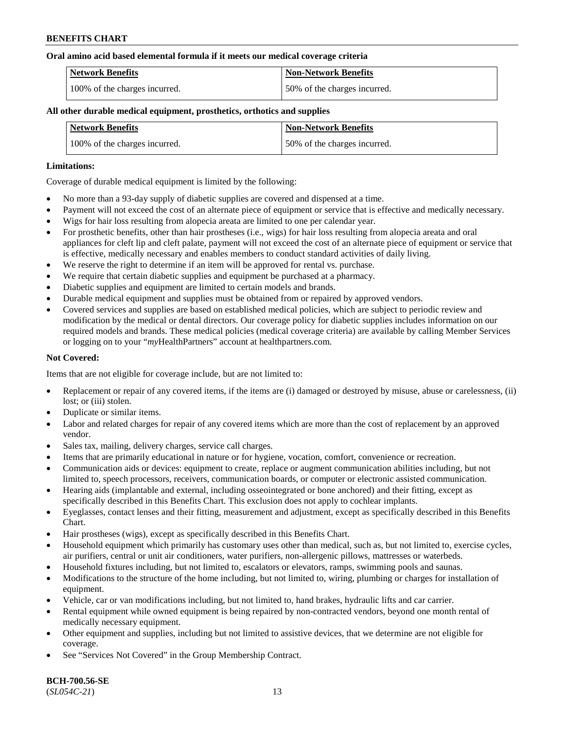**Oral amino acid based elemental formula if it meets our medical coverage criteria**

| Network Benefits | Non-Network Benefits |
| --- | --- |
| 100% of the charges incurred. | 50% of the charges incurred. |

**All other durable medical equipment, prosthetics, orthotics and supplies**

| Network Benefits | Non-Network Benefits |
| --- | --- |
| 100% of the charges incurred. | 50% of the charges incurred. |

**Limitations:**

Coverage of durable medical equipment is limited by the following:

- No more than a 93-day supply of diabetic supplies are covered and dispensed at a time.
- Payment will not exceed the cost of an alternate piece of equipment or service that is effective and medically necessary.
- Wigs for hair loss resulting from alopecia areata are limited to one per calendar year.
- For prosthetic benefits, other than hair prostheses (i.e., wigs) for hair loss resulting from alopecia areata and oral appliances for cleft lip and cleft palate, payment will not exceed the cost of an alternate piece of equipment or service that is effective, medically necessary and enables members to conduct standard activities of daily living.
- We reserve the right to determine if an item will be approved for rental vs. purchase.
- We require that certain diabetic supplies and equipment be purchased at a pharmacy.
- Diabetic supplies and equipment are limited to certain models and brands.
- Durable medical equipment and supplies must be obtained from or repaired by approved vendors.
- Covered services and supplies are based on established medical policies, which are subject to periodic review and modification by the medical or dental directors. Our coverage policy for diabetic supplies includes information on our required models and brands. These medical policies (medical coverage criteria) are available by calling Member Services or logging on to your "*my*HealthPartners" account at healthpartners.com.

**Not Covered:**

Items that are not eligible for coverage include, but are not limited to:

- Replacement or repair of any covered items, if the items are (i) damaged or destroyed by misuse, abuse or carelessness, (ii) lost; or (iii) stolen.
- Duplicate or similar items.
- Labor and related charges for repair of any covered items which are more than the cost of replacement by an approved vendor.
- Sales tax, mailing, delivery charges, service call charges.
- Items that are primarily educational in nature or for hygiene, vocation, comfort, convenience or recreation.
- Communication aids or devices: equipment to create, replace or augment communication abilities including, but not limited to, speech processors, receivers, communication boards, or computer or electronic assisted communication.
- Hearing aids (implantable and external, including osseointegrated or bone anchored) and their fitting, except as specifically described in this Benefits Chart. This exclusion does not apply to cochlear implants.
- Eyeglasses, contact lenses and their fitting, measurement and adjustment, except as specifically described in this Benefits Chart.
- Hair prostheses (wigs), except as specifically described in this Benefits Chart.
- Household equipment which primarily has customary uses other than medical, such as, but not limited to, exercise cycles, air purifiers, central or unit air conditioners, water purifiers, non-allergenic pillows, mattresses or waterbeds.
- Household fixtures including, but not limited to, escalators or elevators, ramps, swimming pools and saunas.
- Modifications to the structure of the home including, but not limited to, wiring, plumbing or charges for installation of equipment.
- Vehicle, car or van modifications including, but not limited to, hand brakes, hydraulic lifts and car carrier.
- Rental equipment while owned equipment is being repaired by non-contracted vendors, beyond one month rental of medically necessary equipment.
- Other equipment and supplies, including but not limited to assistive devices, that we determine are not eligible for coverage.
- See "Services Not Covered" in the Group Membership Contract.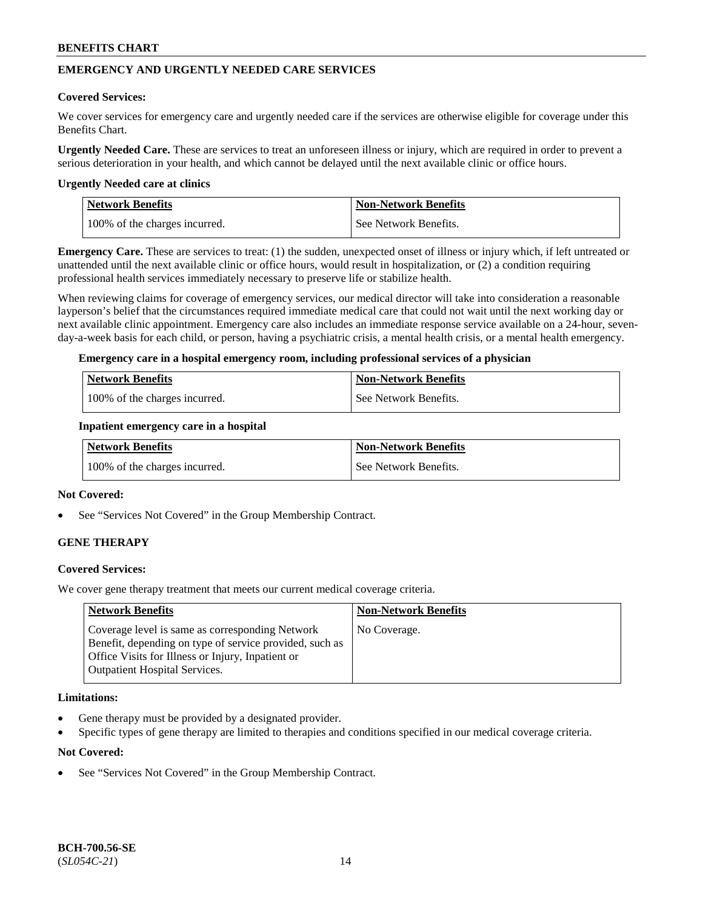## EMERGENCY AND URGENTLY NEEDED CARE SERVICES

**Covered Services:**

We cover services for emergency care and urgently needed care if the services are otherwise eligible for coverage under this Benefits Chart.

**Urgently Needed Care.** These are services to treat an unforeseen illness or injury, which are required in order to prevent a serious deterioration in your health, and which cannot be delayed until the next available clinic or office hours.

**Urgently Needed care at clinics**

| Network Benefits | Non-Network Benefits |
|---|---|
| 100% of the charges incurred. | See Network Benefits. |

**Emergency Care.** These are services to treat: (1) the sudden, unexpected onset of illness or injury which, if left untreated or unattended until the next available clinic or office hours, would result in hospitalization, or (2) a condition requiring professional health services immediately necessary to preserve life or stabilize health.

When reviewing claims for coverage of emergency services, our medical director will take into consideration a reasonable layperson's belief that the circumstances required immediate medical care that could not wait until the next working day or next available clinic appointment. Emergency care also includes an immediate response service available on a 24-hour, seven-day-a-week basis for each child, or person, having a psychiatric crisis, a mental health crisis, or a mental health emergency.

**Emergency care in a hospital emergency room, including professional services of a physician**

| Network Benefits | Non-Network Benefits |
|---|---|
| 100% of the charges incurred. | See Network Benefits. |

**Inpatient emergency care in a hospital**

| Network Benefits | Non-Network Benefits |
|---|---|
| 100% of the charges incurred. | See Network Benefits. |

**Not Covered:**

- See "Services Not Covered" in the Group Membership Contract.

## GENE THERAPY

**Covered Services:**

We cover gene therapy treatment that meets our current medical coverage criteria.

| Network Benefits | Non-Network Benefits |
|---|---|
| Coverage level is same as corresponding Network Benefit, depending on type of service provided, such as Office Visits for Illness or Injury, Inpatient or Outpatient Hospital Services. | No Coverage. |

**Limitations:**

- Gene therapy must be provided by a designated provider.
- Specific types of gene therapy are limited to therapies and conditions specified in our medical coverage criteria.

**Not Covered:**

- See "Services Not Covered" in the Group Membership Contract.

**BCH-700.56-SE**
(*SL054C-21*)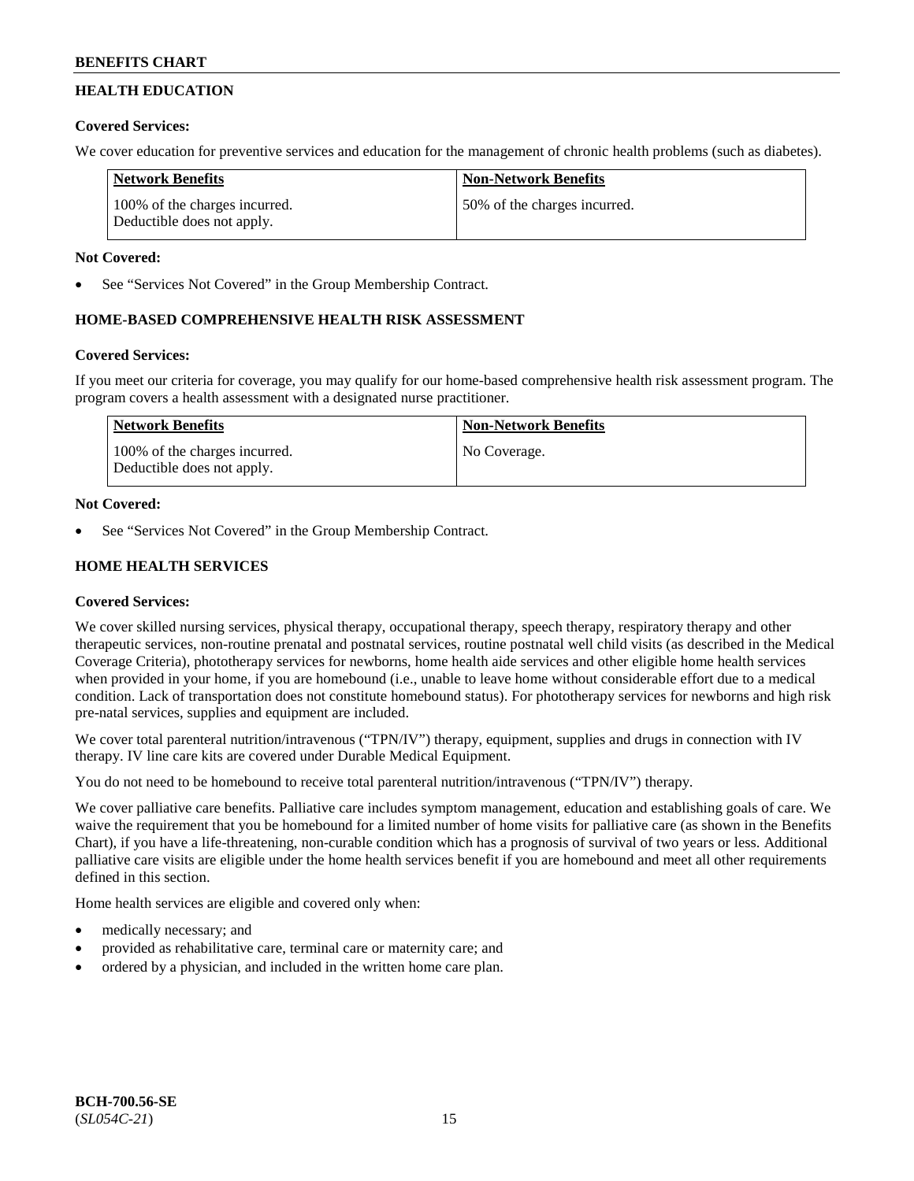## HEALTH EDUCATION

**Covered Services:**

We cover education for preventive services and education for the management of chronic health problems (such as diabetes).

| Network Benefits | Non-Network Benefits |
|---|---|
| 100% of the charges incurred. Deductible does not apply. | 50% of the charges incurred. |

**Not Covered:**

- See "Services Not Covered" in the Group Membership Contract.

## HOME-BASED COMPREHENSIVE HEALTH RISK ASSESSMENT

**Covered Services:**

If you meet our criteria for coverage, you may qualify for our home-based comprehensive health risk assessment program. The program covers a health assessment with a designated nurse practitioner.

| Network Benefits | Non-Network Benefits |
|---|---|
| 100% of the charges incurred. Deductible does not apply. | No Coverage. |

**Not Covered:**

- See "Services Not Covered" in the Group Membership Contract.

## HOME HEALTH SERVICES

**Covered Services:**

We cover skilled nursing services, physical therapy, occupational therapy, speech therapy, respiratory therapy and other therapeutic services, non-routine prenatal and postnatal services, routine postnatal well child visits (as described in the Medical Coverage Criteria), phototherapy services for newborns, home health aide services and other eligible home health services when provided in your home, if you are homebound (i.e., unable to leave home without considerable effort due to a medical condition. Lack of transportation does not constitute homebound status). For phototherapy services for newborns and high risk pre-natal services, supplies and equipment are included.

We cover total parenteral nutrition/intravenous ("TPN/IV") therapy, equipment, supplies and drugs in connection with IV therapy. IV line care kits are covered under Durable Medical Equipment.

You do not need to be homebound to receive total parenteral nutrition/intravenous ("TPN/IV") therapy.

We cover palliative care benefits. Palliative care includes symptom management, education and establishing goals of care. We waive the requirement that you be homebound for a limited number of home visits for palliative care (as shown in the Benefits Chart), if you have a life-threatening, non-curable condition which has a prognosis of survival of two years or less. Additional palliative care visits are eligible under the home health services benefit if you are homebound and meet all other requirements defined in this section.

Home health services are eligible and covered only when:

- medically necessary; and
- provided as rehabilitative care, terminal care or maternity care; and
- ordered by a physician, and included in the written home care plan.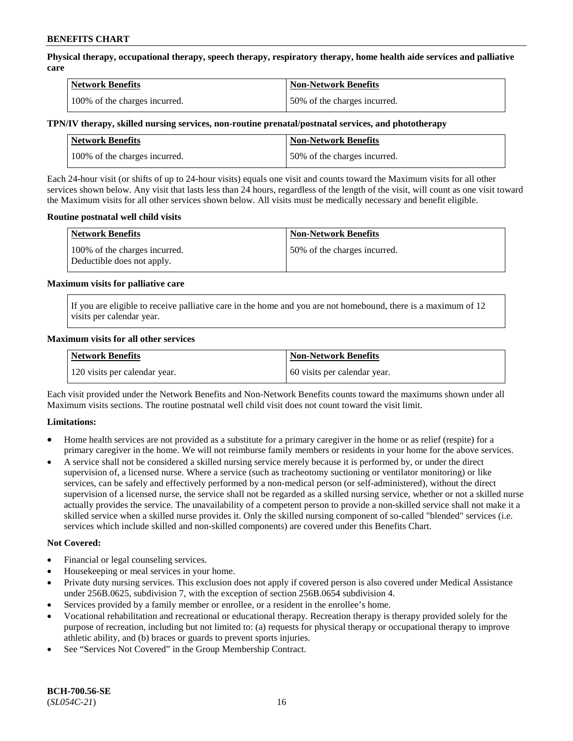**Physical therapy, occupational therapy, speech therapy, respiratory therapy, home health aide services and palliative care**

| Network Benefits | Non-Network Benefits |
|---|---|
| 100% of the charges incurred. | 50% of the charges incurred. |

**TPN/IV therapy, skilled nursing services, non-routine prenatal/postnatal services, and phototherapy**

| Network Benefits | Non-Network Benefits |
|---|---|
| 100% of the charges incurred. | 50% of the charges incurred. |

Each 24-hour visit (or shifts of up to 24-hour visits) equals one visit and counts toward the Maximum visits for all other services shown below. Any visit that lasts less than 24 hours, regardless of the length of the visit, will count as one visit toward the Maximum visits for all other services shown below. All visits must be medically necessary and benefit eligible.

**Routine postnatal well child visits**

| Network Benefits | Non-Network Benefits |
|---|---|
| 100% of the charges incurred. Deductible does not apply. | 50% of the charges incurred. |

**Maximum visits for palliative care**

If you are eligible to receive palliative care in the home and you are not homebound, there is a maximum of 12 visits per calendar year.

**Maximum visits for all other services**

| Network Benefits | Non-Network Benefits |
|---|---|
| 120 visits per calendar year. | 60 visits per calendar year. |

Each visit provided under the Network Benefits and Non-Network Benefits counts toward the maximums shown under all Maximum visits sections. The routine postnatal well child visit does not count toward the visit limit.

**Limitations:**

- Home health services are not provided as a substitute for a primary caregiver in the home or as relief (respite) for a primary caregiver in the home. We will not reimburse family members or residents in your home for the above services.
- A service shall not be considered a skilled nursing service merely because it is performed by, or under the direct supervision of, a licensed nurse. Where a service (such as tracheotomy suctioning or ventilator monitoring) or like services, can be safely and effectively performed by a non-medical person (or self-administered), without the direct supervision of a licensed nurse, the service shall not be regarded as a skilled nursing service, whether or not a skilled nurse actually provides the service. The unavailability of a competent person to provide a non-skilled service shall not make it a skilled service when a skilled nurse provides it. Only the skilled nursing component of so-called "blended" services (i.e. services which include skilled and non-skilled components) are covered under this Benefits Chart.

**Not Covered:**

- Financial or legal counseling services.
- Housekeeping or meal services in your home.
- Private duty nursing services. This exclusion does not apply if covered person is also covered under Medical Assistance under 256B.0625, subdivision 7, with the exception of section 256B.0654 subdivision 4.
- Services provided by a family member or enrollee, or a resident in the enrollee's home.
- Vocational rehabilitation and recreational or educational therapy. Recreation therapy is therapy provided solely for the purpose of recreation, including but not limited to: (a) requests for physical therapy or occupational therapy to improve athletic ability, and (b) braces or guards to prevent sports injuries.
- See "Services Not Covered" in the Group Membership Contract.

**BCH-700.56-SE**
(*SL054C-21*)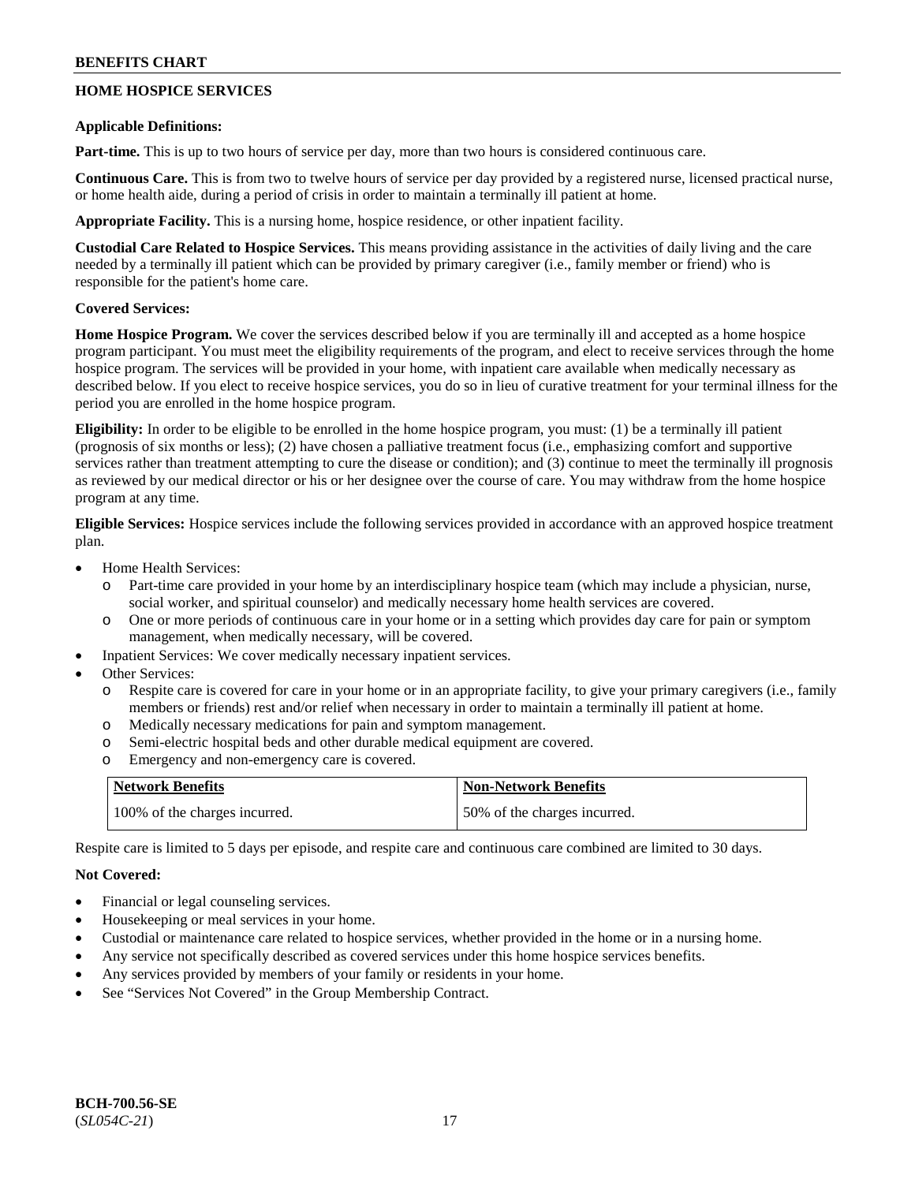## HOME HOSPICE SERVICES

**Applicable Definitions:**

**Part-time.** This is up to two hours of service per day, more than two hours is considered continuous care.

**Continuous Care.** This is from two to twelve hours of service per day provided by a registered nurse, licensed practical nurse, or home health aide, during a period of crisis in order to maintain a terminally ill patient at home.

**Appropriate Facility.** This is a nursing home, hospice residence, or other inpatient facility.

**Custodial Care Related to Hospice Services.** This means providing assistance in the activities of daily living and the care needed by a terminally ill patient which can be provided by primary caregiver (i.e., family member or friend) who is responsible for the patient's home care.

**Covered Services:**

**Home Hospice Program.** We cover the services described below if you are terminally ill and accepted as a home hospice program participant. You must meet the eligibility requirements of the program, and elect to receive services through the home hospice program. The services will be provided in your home, with inpatient care available when medically necessary as described below. If you elect to receive hospice services, you do so in lieu of curative treatment for your terminal illness for the period you are enrolled in the home hospice program.

**Eligibility:** In order to be eligible to be enrolled in the home hospice program, you must: (1) be a terminally ill patient (prognosis of six months or less); (2) have chosen a palliative treatment focus (i.e., emphasizing comfort and supportive services rather than treatment attempting to cure the disease or condition); and (3) continue to meet the terminally ill prognosis as reviewed by our medical director or his or her designee over the course of care. You may withdraw from the home hospice program at any time.

**Eligible Services:** Hospice services include the following services provided in accordance with an approved hospice treatment plan.

- Home Health Services:
  - Part-time care provided in your home by an interdisciplinary hospice team (which may include a physician, nurse, social worker, and spiritual counselor) and medically necessary home health services are covered.
  - One or more periods of continuous care in your home or in a setting which provides day care for pain or symptom management, when medically necessary, will be covered.
- Inpatient Services: We cover medically necessary inpatient services.
- Other Services:
  - Respite care is covered for care in your home or in an appropriate facility, to give your primary caregivers (i.e., family members or friends) rest and/or relief when necessary in order to maintain a terminally ill patient at home.
  - Medically necessary medications for pain and symptom management.
  - Semi-electric hospital beds and other durable medical equipment are covered.
  - Emergency and non-emergency care is covered.

| Network Benefits | Non-Network Benefits |
|---|---|
| 100% of the charges incurred. | 50% of the charges incurred. |

Respite care is limited to 5 days per episode, and respite care and continuous care combined are limited to 30 days.

**Not Covered:**

- Financial or legal counseling services.
- Housekeeping or meal services in your home.
- Custodial or maintenance care related to hospice services, whether provided in the home or in a nursing home.
- Any service not specifically described as covered services under this home hospice services benefits.
- Any services provided by members of your family or residents in your home.
- See "Services Not Covered" in the Group Membership Contract.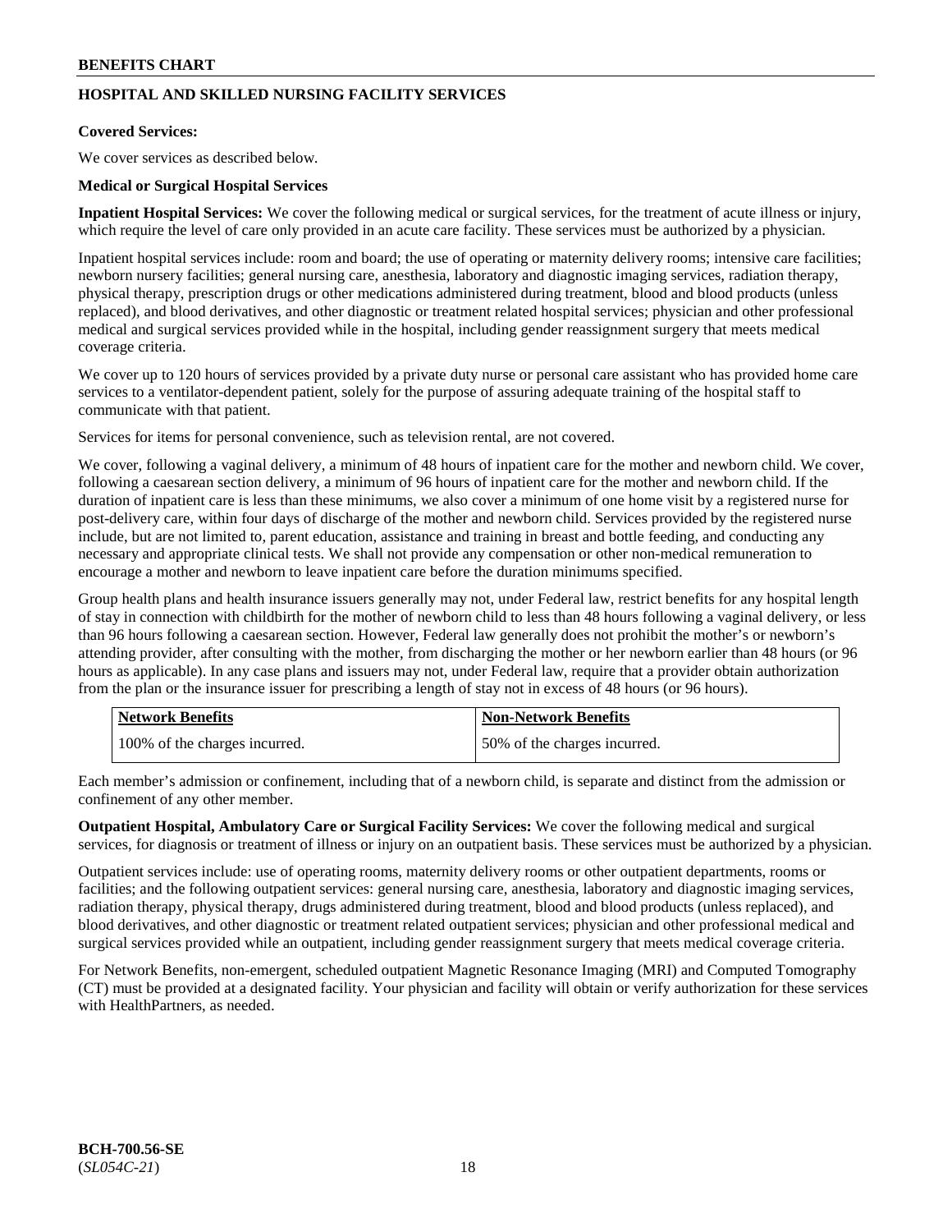## HOSPITAL AND SKILLED NURSING FACILITY SERVICES

**Covered Services:**

We cover services as described below.

**Medical or Surgical Hospital Services**

**Inpatient Hospital Services:** We cover the following medical or surgical services, for the treatment of acute illness or injury, which require the level of care only provided in an acute care facility. These services must be authorized by a physician.

Inpatient hospital services include: room and board; the use of operating or maternity delivery rooms; intensive care facilities; newborn nursery facilities; general nursing care, anesthesia, laboratory and diagnostic imaging services, radiation therapy, physical therapy, prescription drugs or other medications administered during treatment, blood and blood products (unless replaced), and blood derivatives, and other diagnostic or treatment related hospital services; physician and other professional medical and surgical services provided while in the hospital, including gender reassignment surgery that meets medical coverage criteria.

We cover up to 120 hours of services provided by a private duty nurse or personal care assistant who has provided home care services to a ventilator-dependent patient, solely for the purpose of assuring adequate training of the hospital staff to communicate with that patient.

Services for items for personal convenience, such as television rental, are not covered.

We cover, following a vaginal delivery, a minimum of 48 hours of inpatient care for the mother and newborn child. We cover, following a caesarean section delivery, a minimum of 96 hours of inpatient care for the mother and newborn child. If the duration of inpatient care is less than these minimums, we also cover a minimum of one home visit by a registered nurse for post-delivery care, within four days of discharge of the mother and newborn child. Services provided by the registered nurse include, but are not limited to, parent education, assistance and training in breast and bottle feeding, and conducting any necessary and appropriate clinical tests. We shall not provide any compensation or other non-medical remuneration to encourage a mother and newborn to leave inpatient care before the duration minimums specified.

Group health plans and health insurance issuers generally may not, under Federal law, restrict benefits for any hospital length of stay in connection with childbirth for the mother of newborn child to less than 48 hours following a vaginal delivery, or less than 96 hours following a caesarean section. However, Federal law generally does not prohibit the mother's or newborn's attending provider, after consulting with the mother, from discharging the mother or her newborn earlier than 48 hours (or 96 hours as applicable). In any case plans and issuers may not, under Federal law, require that a provider obtain authorization from the plan or the insurance issuer for prescribing a length of stay not in excess of 48 hours (or 96 hours).

| Network Benefits | Non-Network Benefits |
|---|---|
| 100% of the charges incurred. | 50% of the charges incurred. |

Each member's admission or confinement, including that of a newborn child, is separate and distinct from the admission or confinement of any other member.

**Outpatient Hospital, Ambulatory Care or Surgical Facility Services:** We cover the following medical and surgical services, for diagnosis or treatment of illness or injury on an outpatient basis. These services must be authorized by a physician.

Outpatient services include: use of operating rooms, maternity delivery rooms or other outpatient departments, rooms or facilities; and the following outpatient services: general nursing care, anesthesia, laboratory and diagnostic imaging services, radiation therapy, physical therapy, drugs administered during treatment, blood and blood products (unless replaced), and blood derivatives, and other diagnostic or treatment related outpatient services; physician and other professional medical and surgical services provided while an outpatient, including gender reassignment surgery that meets medical coverage criteria.

For Network Benefits, non-emergent, scheduled outpatient Magnetic Resonance Imaging (MRI) and Computed Tomography (CT) must be provided at a designated facility. Your physician and facility will obtain or verify authorization for these services with HealthPartners, as needed.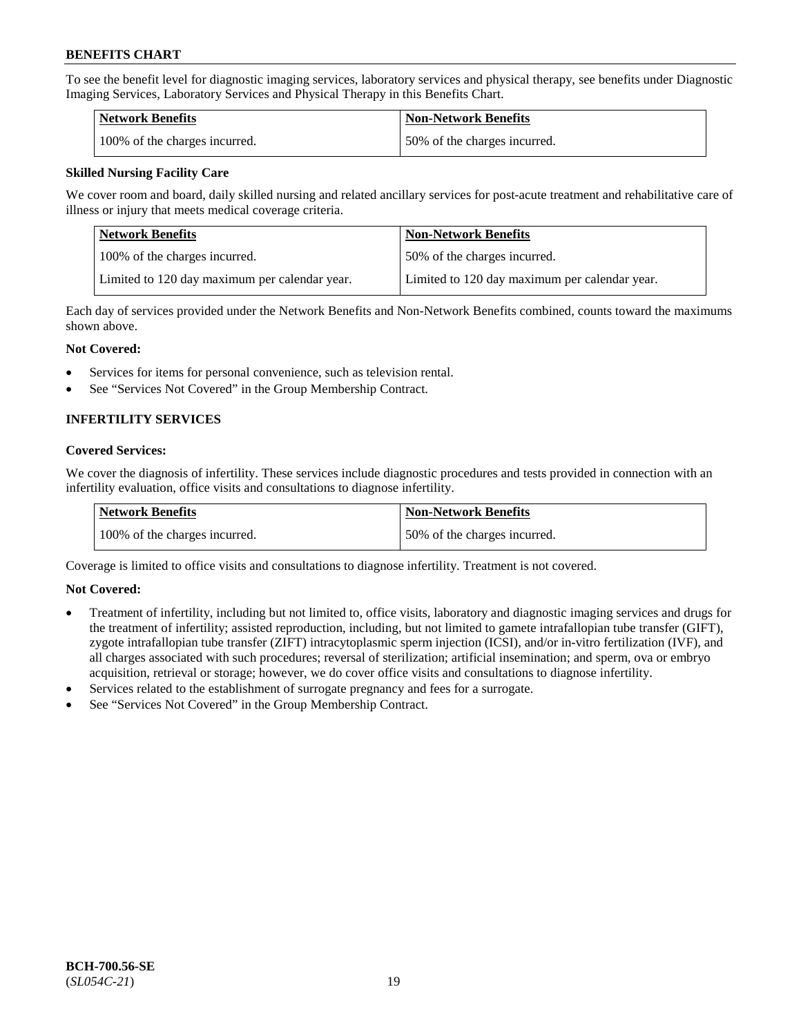To see the benefit level for diagnostic imaging services, laboratory services and physical therapy, see benefits under Diagnostic Imaging Services, Laboratory Services and Physical Therapy in this Benefits Chart.

| Network Benefits | Non-Network Benefits |
|---|---|
| 100% of the charges incurred. | 50% of the charges incurred. |

**Skilled Nursing Facility Care**

We cover room and board, daily skilled nursing and related ancillary services for post-acute treatment and rehabilitative care of illness or injury that meets medical coverage criteria.

| Network Benefits | Non-Network Benefits |
|---|---|
| 100% of the charges incurred. | 50% of the charges incurred. |
| Limited to 120 day maximum per calendar year. | Limited to 120 day maximum per calendar year. |

Each day of services provided under the Network Benefits and Non-Network Benefits combined, counts toward the maximums shown above.

**Not Covered:**

- Services for items for personal convenience, such as television rental.
- See "Services Not Covered" in the Group Membership Contract.

## INFERTILITY SERVICES

**Covered Services:**

We cover the diagnosis of infertility. These services include diagnostic procedures and tests provided in connection with an infertility evaluation, office visits and consultations to diagnose infertility.

| Network Benefits | Non-Network Benefits |
|---|---|
| 100% of the charges incurred. | 50% of the charges incurred. |

Coverage is limited to office visits and consultations to diagnose infertility. Treatment is not covered.

**Not Covered:**

- Treatment of infertility, including but not limited to, office visits, laboratory and diagnostic imaging services and drugs for the treatment of infertility; assisted reproduction, including, but not limited to gamete intrafallopian tube transfer (GIFT), zygote intrafallopian tube transfer (ZIFT) intracytoplasmic sperm injection (ICSI), and/or in-vitro fertilization (IVF), and all charges associated with such procedures; reversal of sterilization; artificial insemination; and sperm, ova or embryo acquisition, retrieval or storage; however, we do cover office visits and consultations to diagnose infertility.
- Services related to the establishment of surrogate pregnancy and fees for a surrogate.
- See "Services Not Covered" in the Group Membership Contract.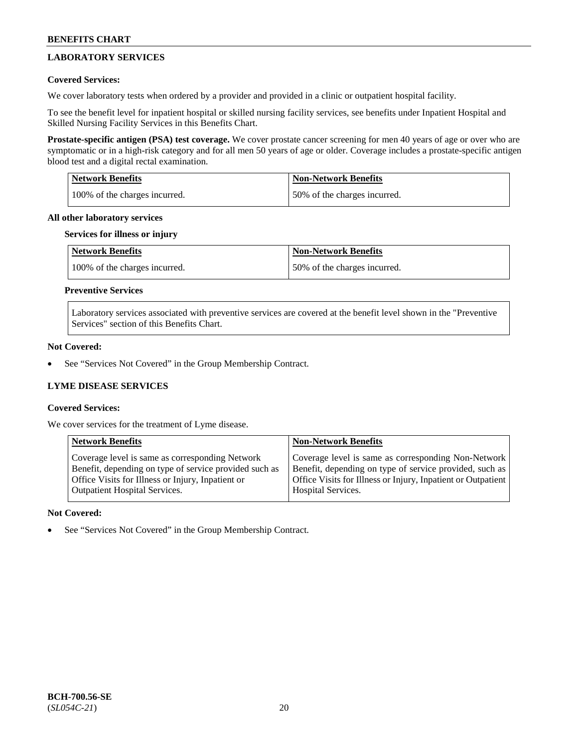## LABORATORY SERVICES

**Covered Services:**

We cover laboratory tests when ordered by a provider and provided in a clinic or outpatient hospital facility.

To see the benefit level for inpatient hospital or skilled nursing facility services, see benefits under Inpatient Hospital and Skilled Nursing Facility Services in this Benefits Chart.

**Prostate-specific antigen (PSA) test coverage.** We cover prostate cancer screening for men 40 years of age or over who are symptomatic or in a high-risk category and for all men 50 years of age or older. Coverage includes a prostate-specific antigen blood test and a digital rectal examination.

| Network Benefits | Non-Network Benefits |
|---|---|
| 100% of the charges incurred. | 50% of the charges incurred. |

**All other laboratory services**

**Services for illness or injury**

| Network Benefits | Non-Network Benefits |
|---|---|
| 100% of the charges incurred. | 50% of the charges incurred. |

**Preventive Services**

Laboratory services associated with preventive services are covered at the benefit level shown in the "Preventive Services" section of this Benefits Chart.

**Not Covered:**

- See "Services Not Covered" in the Group Membership Contract.

## LYME DISEASE SERVICES

**Covered Services:**

We cover services for the treatment of Lyme disease.

| Network Benefits | Non-Network Benefits |
|---|---|
| Coverage level is same as corresponding Network Benefit, depending on type of service provided such as Office Visits for Illness or Injury, Inpatient or Outpatient Hospital Services. | Coverage level is same as corresponding Non-Network Benefit, depending on type of service provided, such as Office Visits for Illness or Injury, Inpatient or Outpatient Hospital Services. |

**Not Covered:**

- See "Services Not Covered" in the Group Membership Contract.

BCH-700.56-SE
(*SL054C-21*)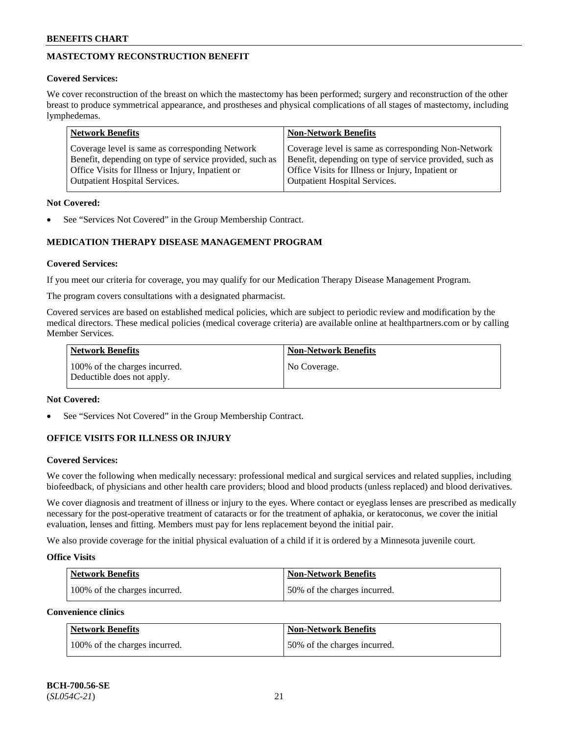## MASTECTOMY RECONSTRUCTION BENEFIT

**Covered Services:**

We cover reconstruction of the breast on which the mastectomy has been performed; surgery and reconstruction of the other breast to produce symmetrical appearance, and prostheses and physical complications of all stages of mastectomy, including lymphedemas.

| Network Benefits | Non-Network Benefits |
|---|---|
| Coverage level is same as corresponding Network Benefit, depending on type of service provided, such as Office Visits for Illness or Injury, Inpatient or Outpatient Hospital Services. | Coverage level is same as corresponding Non-Network Benefit, depending on type of service provided, such as Office Visits for Illness or Injury, Inpatient or Outpatient Hospital Services. |

**Not Covered:**

- See "Services Not Covered" in the Group Membership Contract.

## MEDICATION THERAPY DISEASE MANAGEMENT PROGRAM

**Covered Services:**

If you meet our criteria for coverage, you may qualify for our Medication Therapy Disease Management Program.

The program covers consultations with a designated pharmacist.

Covered services are based on established medical policies, which are subject to periodic review and modification by the medical directors. These medical policies (medical coverage criteria) are available online at healthpartners.com or by calling Member Services.

| Network Benefits | Non-Network Benefits |
|---|---|
| 100% of the charges incurred. Deductible does not apply. | No Coverage. |

**Not Covered:**

- See "Services Not Covered" in the Group Membership Contract.

## OFFICE VISITS FOR ILLNESS OR INJURY

**Covered Services:**

We cover the following when medically necessary: professional medical and surgical services and related supplies, including biofeedback, of physicians and other health care providers; blood and blood products (unless replaced) and blood derivatives.

We cover diagnosis and treatment of illness or injury to the eyes. Where contact or eyeglass lenses are prescribed as medically necessary for the post-operative treatment of cataracts or for the treatment of aphakia, or keratoconus, we cover the initial evaluation, lenses and fitting. Members must pay for lens replacement beyond the initial pair.

We also provide coverage for the initial physical evaluation of a child if it is ordered by a Minnesota juvenile court.

**Office Visits**

| Network Benefits | Non-Network Benefits |
|---|---|
| 100% of the charges incurred. | 50% of the charges incurred. |

**Convenience clinics**

| Network Benefits | Non-Network Benefits |
|---|---|
| 100% of the charges incurred. | 50% of the charges incurred. |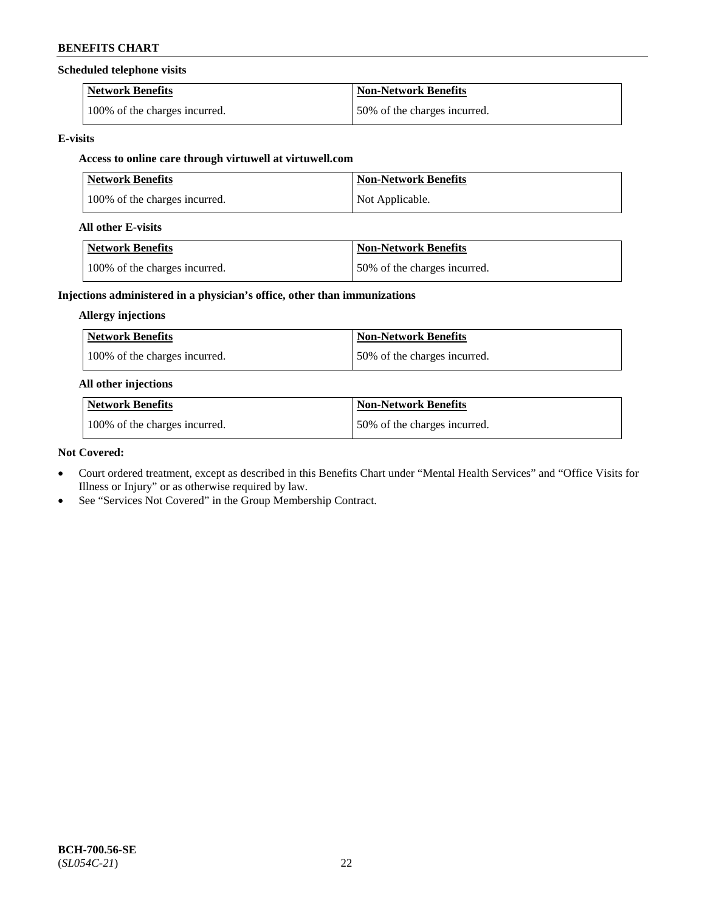**Scheduled telephone visits**

| Network Benefits | Non-Network Benefits |
| --- | --- |
| 100% of the charges incurred. | 50% of the charges incurred. |

**E-visits**

**Access to online care through virtuwell at virtuwell.com**

| Network Benefits | Non-Network Benefits |
| --- | --- |
| 100% of the charges incurred. | Not Applicable. |

**All other E-visits**

| Network Benefits | Non-Network Benefits |
| --- | --- |
| 100% of the charges incurred. | 50% of the charges incurred. |

**Injections administered in a physician's office, other than immunizations**

**Allergy injections**

| Network Benefits | Non-Network Benefits |
| --- | --- |
| 100% of the charges incurred. | 50% of the charges incurred. |

**All other injections**

| Network Benefits | Non-Network Benefits |
| --- | --- |
| 100% of the charges incurred. | 50% of the charges incurred. |

**Not Covered:**

- Court ordered treatment, except as described in this Benefits Chart under "Mental Health Services" and "Office Visits for Illness or Injury" or as otherwise required by law.
- See "Services Not Covered" in the Group Membership Contract.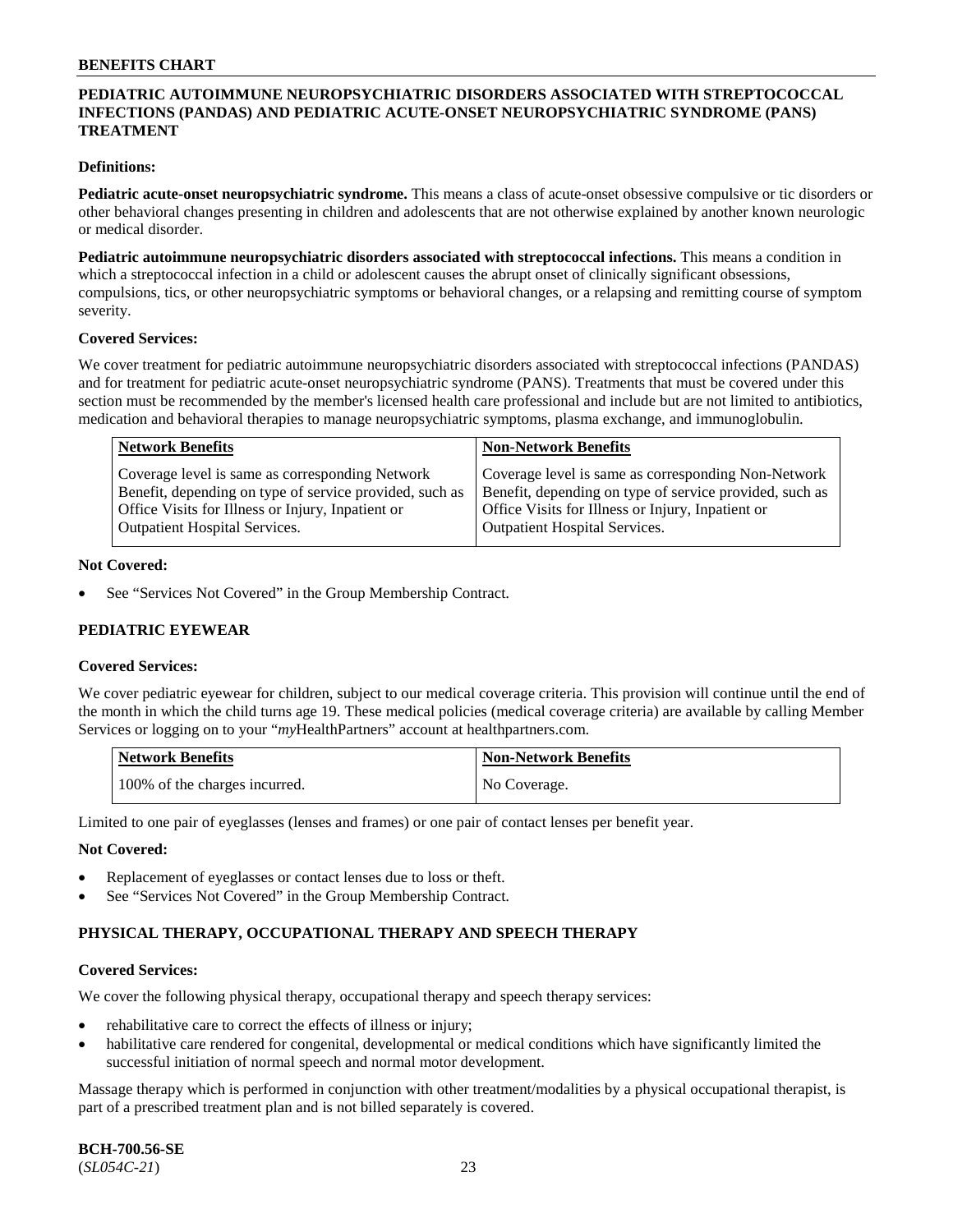## PEDIATRIC AUTOIMMUNE NEUROPSYCHIATRIC DISORDERS ASSOCIATED WITH STREPTOCOCCAL INFECTIONS (PANDAS) AND PEDIATRIC ACUTE-ONSET NEUROPSYCHIATRIC SYNDROME (PANS) TREATMENT

**Definitions:**

**Pediatric acute-onset neuropsychiatric syndrome.** This means a class of acute-onset obsessive compulsive or tic disorders or other behavioral changes presenting in children and adolescents that are not otherwise explained by another known neurologic or medical disorder.

**Pediatric autoimmune neuropsychiatric disorders associated with streptococcal infections.** This means a condition in which a streptococcal infection in a child or adolescent causes the abrupt onset of clinically significant obsessions, compulsions, tics, or other neuropsychiatric symptoms or behavioral changes, or a relapsing and remitting course of symptom severity.

**Covered Services:**

We cover treatment for pediatric autoimmune neuropsychiatric disorders associated with streptococcal infections (PANDAS) and for treatment for pediatric acute-onset neuropsychiatric syndrome (PANS). Treatments that must be covered under this section must be recommended by the member's licensed health care professional and include but are not limited to antibiotics, medication and behavioral therapies to manage neuropsychiatric symptoms, plasma exchange, and immunoglobulin.

| Network Benefits | Non-Network Benefits |
|---|---|
| Coverage level is same as corresponding Network Benefit, depending on type of service provided, such as Office Visits for Illness or Injury, Inpatient or Outpatient Hospital Services. | Coverage level is same as corresponding Non-Network Benefit, depending on type of service provided, such as Office Visits for Illness or Injury, Inpatient or Outpatient Hospital Services. |

**Not Covered:**

- See "Services Not Covered" in the Group Membership Contract.

## PEDIATRIC EYEWEAR

**Covered Services:**

We cover pediatric eyewear for children, subject to our medical coverage criteria. This provision will continue until the end of the month in which the child turns age 19. These medical policies (medical coverage criteria) are available by calling Member Services or logging on to your "*my*HealthPartners" account at healthpartners.com.

| Network Benefits | Non-Network Benefits |
|---|---|
| 100% of the charges incurred. | No Coverage. |

Limited to one pair of eyeglasses (lenses and frames) or one pair of contact lenses per benefit year.

**Not Covered:**

- Replacement of eyeglasses or contact lenses due to loss or theft.
- See "Services Not Covered" in the Group Membership Contract.

## PHYSICAL THERAPY, OCCUPATIONAL THERAPY AND SPEECH THERAPY

**Covered Services:**

We cover the following physical therapy, occupational therapy and speech therapy services:

- rehabilitative care to correct the effects of illness or injury;
- habilitative care rendered for congenital, developmental or medical conditions which have significantly limited the successful initiation of normal speech and normal motor development.

Massage therapy which is performed in conjunction with other treatment/modalities by a physical occupational therapist, is part of a prescribed treatment plan and is not billed separately is covered.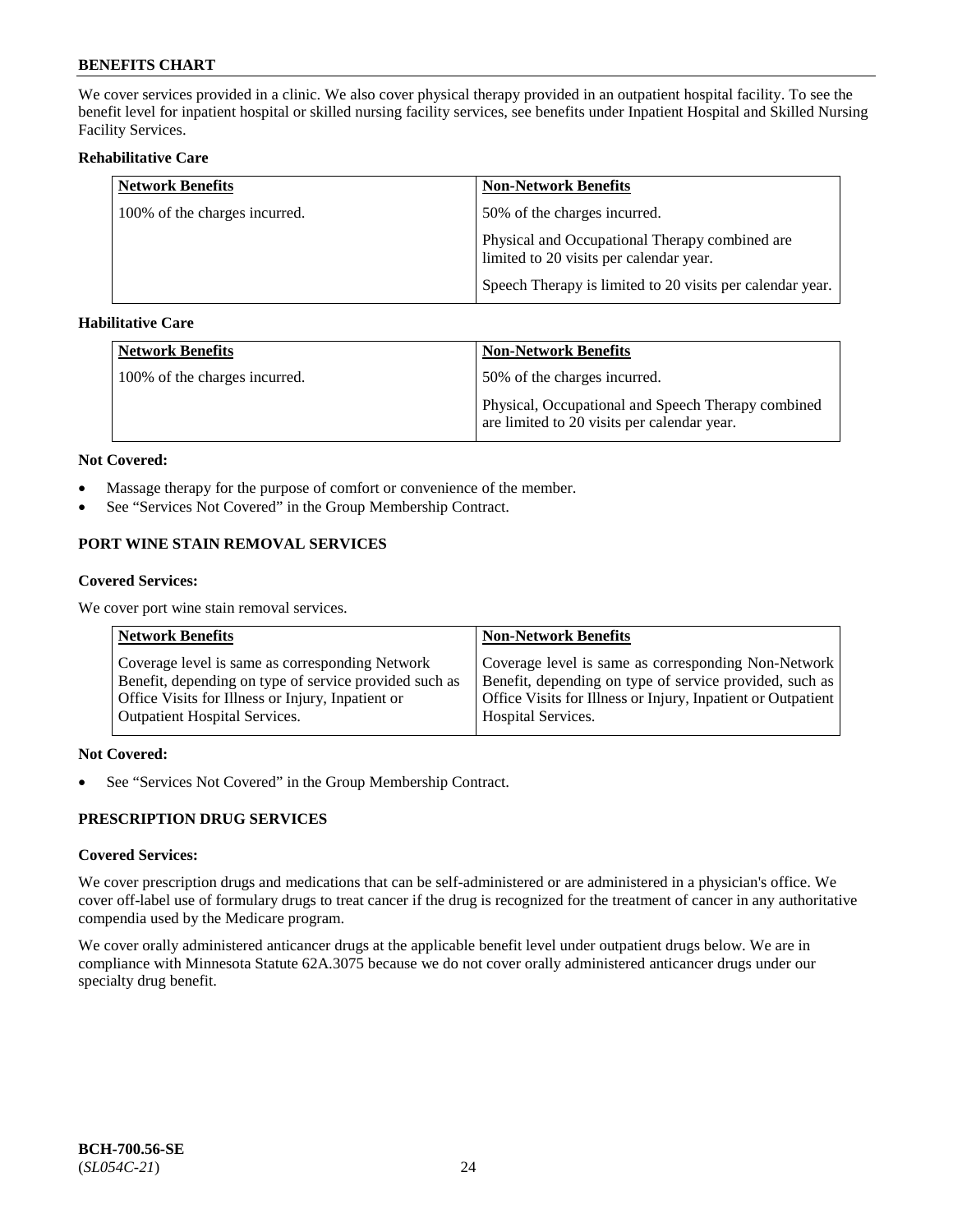We cover services provided in a clinic. We also cover physical therapy provided in an outpatient hospital facility. To see the benefit level for inpatient hospital or skilled nursing facility services, see benefits under Inpatient Hospital and Skilled Nursing Facility Services.

**Rehabilitative Care**

| Network Benefits | Non-Network Benefits |
|---|---|
| 100% of the charges incurred. | 50% of the charges incurred.<br><br>Physical and Occupational Therapy combined are limited to 20 visits per calendar year.<br><br>Speech Therapy is limited to 20 visits per calendar year. |

**Habilitative Care**

| Network Benefits | Non-Network Benefits |
|---|---|
| 100% of the charges incurred. | 50% of the charges incurred.<br><br>Physical, Occupational and Speech Therapy combined are limited to 20 visits per calendar year. |

**Not Covered:**

- Massage therapy for the purpose of comfort or convenience of the member.
- See "Services Not Covered" in the Group Membership Contract.

### PORT WINE STAIN REMOVAL SERVICES

**Covered Services:**

We cover port wine stain removal services.

| Network Benefits | Non-Network Benefits |
|---|---|
| Coverage level is same as corresponding Network Benefit, depending on type of service provided such as Office Visits for Illness or Injury, Inpatient or Outpatient Hospital Services. | Coverage level is same as corresponding Non-Network Benefit, depending on type of service provided, such as Office Visits for Illness or Injury, Inpatient or Outpatient Hospital Services. |

**Not Covered:**

- See "Services Not Covered" in the Group Membership Contract.

### PRESCRIPTION DRUG SERVICES

**Covered Services:**

We cover prescription drugs and medications that can be self-administered or are administered in a physician's office. We cover off-label use of formulary drugs to treat cancer if the drug is recognized for the treatment of cancer in any authoritative compendia used by the Medicare program.

We cover orally administered anticancer drugs at the applicable benefit level under outpatient drugs below. We are in compliance with Minnesota Statute 62A.3075 because we do not cover orally administered anticancer drugs under our specialty drug benefit.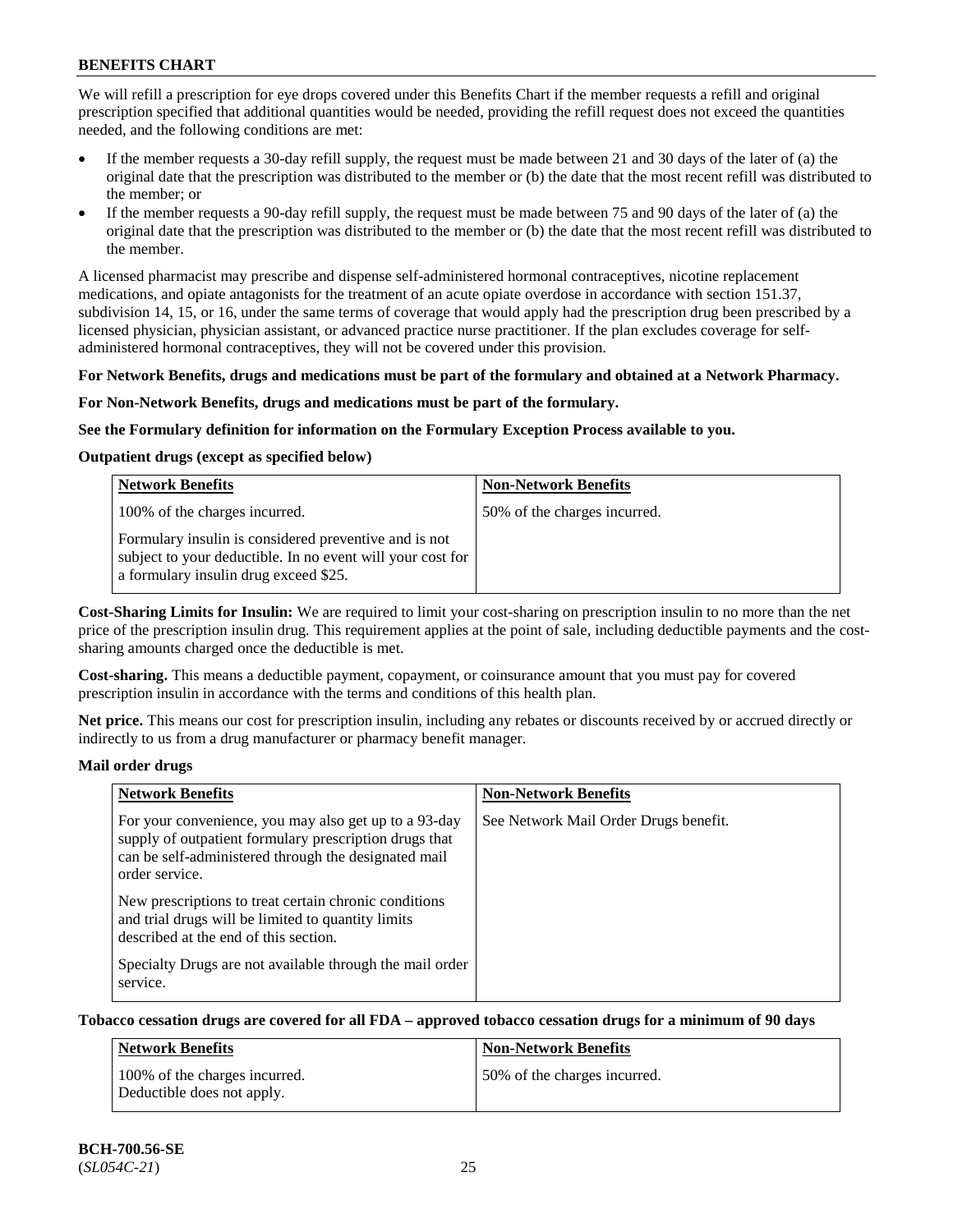We will refill a prescription for eye drops covered under this Benefits Chart if the member requests a refill and original prescription specified that additional quantities would be needed, providing the refill request does not exceed the quantities needed, and the following conditions are met:

- If the member requests a 30-day refill supply, the request must be made between 21 and 30 days of the later of (a) the original date that the prescription was distributed to the member or (b) the date that the most recent refill was distributed to the member; or
- If the member requests a 90-day refill supply, the request must be made between 75 and 90 days of the later of (a) the original date that the prescription was distributed to the member or (b) the date that the most recent refill was distributed to the member.

A licensed pharmacist may prescribe and dispense self-administered hormonal contraceptives, nicotine replacement medications, and opiate antagonists for the treatment of an acute opiate overdose in accordance with section 151.37, subdivision 14, 15, or 16, under the same terms of coverage that would apply had the prescription drug been prescribed by a licensed physician, physician assistant, or advanced practice nurse practitioner. If the plan excludes coverage for self-administered hormonal contraceptives, they will not be covered under this provision.

**For Network Benefits, drugs and medications must be part of the formulary and obtained at a Network Pharmacy.**

**For Non-Network Benefits, drugs and medications must be part of the formulary.**

**See the Formulary definition for information on the Formulary Exception Process available to you.**

**Outpatient drugs (except as specified below)**

| Network Benefits | Non-Network Benefits |
|---|---|
| 100% of the charges incurred.<br><br>Formulary insulin is considered preventive and is not subject to your deductible. In no event will your cost for a formulary insulin drug exceed $25. | 50% of the charges incurred. |

**Cost-Sharing Limits for Insulin:** We are required to limit your cost-sharing on prescription insulin to no more than the net price of the prescription insulin drug. This requirement applies at the point of sale, including deductible payments and the cost-sharing amounts charged once the deductible is met.

**Cost-sharing.** This means a deductible payment, copayment, or coinsurance amount that you must pay for covered prescription insulin in accordance with the terms and conditions of this health plan.

**Net price.** This means our cost for prescription insulin, including any rebates or discounts received by or accrued directly or indirectly to us from a drug manufacturer or pharmacy benefit manager.

**Mail order drugs**

| Network Benefits | Non-Network Benefits |
|---|---|
| For your convenience, you may also get up to a 93-day supply of outpatient formulary prescription drugs that can be self-administered through the designated mail order service.<br><br>New prescriptions to treat certain chronic conditions and trial drugs will be limited to quantity limits described at the end of this section.<br><br>Specialty Drugs are not available through the mail order service. | See Network Mail Order Drugs benefit. |

**Tobacco cessation drugs are covered for all FDA – approved tobacco cessation drugs for a minimum of 90 days**

| Network Benefits | Non-Network Benefits |
|---|---|
| 100% of the charges incurred.<br>Deductible does not apply. | 50% of the charges incurred. |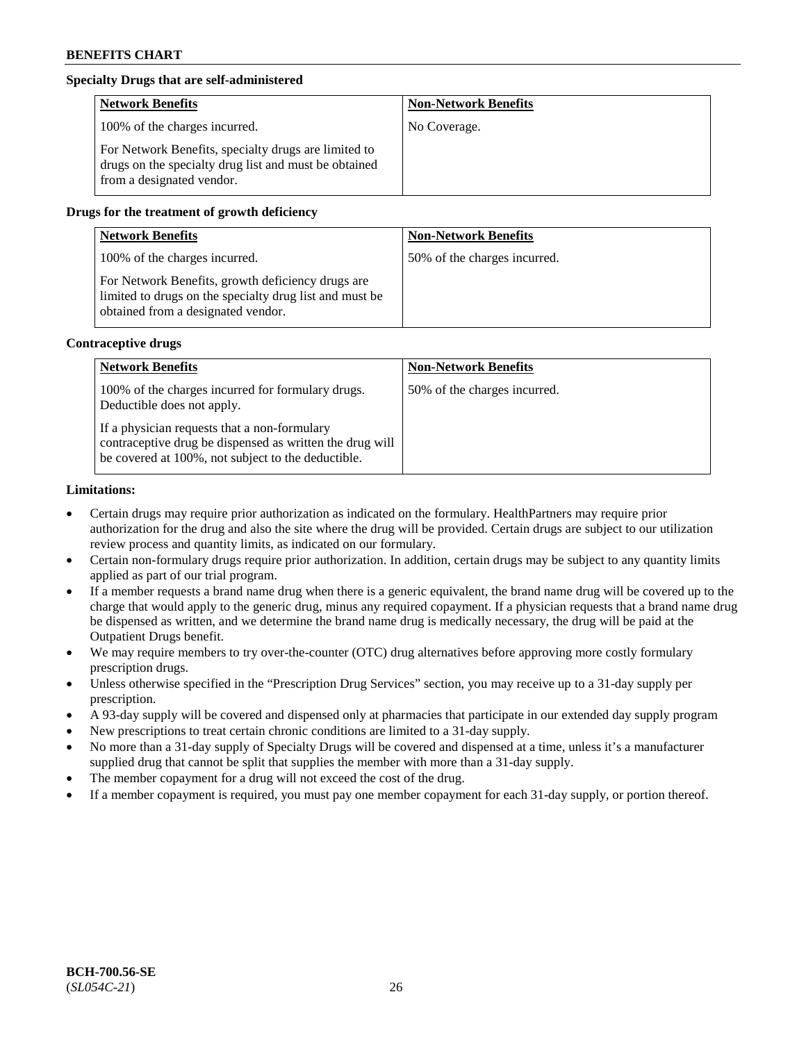**Specialty Drugs that are self-administered**

| Network Benefits | Non-Network Benefits |
| --- | --- |
| 100% of the charges incurred.<br><br>For Network Benefits, specialty drugs are limited to drugs on the specialty drug list and must be obtained from a designated vendor. | No Coverage. |

**Drugs for the treatment of growth deficiency**

| Network Benefits | Non-Network Benefits |
| --- | --- |
| 100% of the charges incurred.<br><br>For Network Benefits, growth deficiency drugs are limited to drugs on the specialty drug list and must be obtained from a designated vendor. | 50% of the charges incurred. |

**Contraceptive drugs**

| Network Benefits | Non-Network Benefits |
| --- | --- |
| 100% of the charges incurred for formulary drugs. Deductible does not apply.<br><br>If a physician requests that a non-formulary contraceptive drug be dispensed as written the drug will be covered at 100%, not subject to the deductible. | 50% of the charges incurred. |

**Limitations:**

- Certain drugs may require prior authorization as indicated on the formulary. HealthPartners may require prior authorization for the drug and also the site where the drug will be provided. Certain drugs are subject to our utilization review process and quantity limits, as indicated on our formulary.
- Certain non-formulary drugs require prior authorization. In addition, certain drugs may be subject to any quantity limits applied as part of our trial program.
- If a member requests a brand name drug when there is a generic equivalent, the brand name drug will be covered up to the charge that would apply to the generic drug, minus any required copayment. If a physician requests that a brand name drug be dispensed as written, and we determine the brand name drug is medically necessary, the drug will be paid at the Outpatient Drugs benefit.
- We may require members to try over-the-counter (OTC) drug alternatives before approving more costly formulary prescription drugs.
- Unless otherwise specified in the "Prescription Drug Services" section, you may receive up to a 31-day supply per prescription.
- A 93-day supply will be covered and dispensed only at pharmacies that participate in our extended day supply program
- New prescriptions to treat certain chronic conditions are limited to a 31-day supply.
- No more than a 31-day supply of Specialty Drugs will be covered and dispensed at a time, unless it's a manufacturer supplied drug that cannot be split that supplies the member with more than a 31-day supply.
- The member copayment for a drug will not exceed the cost of the drug.
- If a member copayment is required, you must pay one member copayment for each 31-day supply, or portion thereof.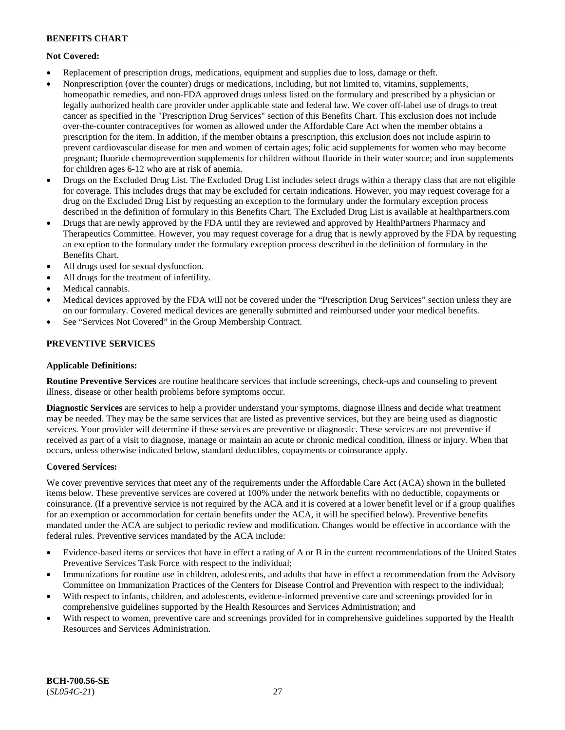**Not Covered:**

- Replacement of prescription drugs, medications, equipment and supplies due to loss, damage or theft.
- Nonprescription (over the counter) drugs or medications, including, but not limited to, vitamins, supplements, homeopathic remedies, and non-FDA approved drugs unless listed on the formulary and prescribed by a physician or legally authorized health care provider under applicable state and federal law. We cover off-label use of drugs to treat cancer as specified in the "Prescription Drug Services" section of this Benefits Chart. This exclusion does not include over-the-counter contraceptives for women as allowed under the Affordable Care Act when the member obtains a prescription for the item. In addition, if the member obtains a prescription, this exclusion does not include aspirin to prevent cardiovascular disease for men and women of certain ages; folic acid supplements for women who may become pregnant; fluoride chemoprevention supplements for children without fluoride in their water source; and iron supplements for children ages 6-12 who are at risk of anemia.
- Drugs on the Excluded Drug List. The Excluded Drug List includes select drugs within a therapy class that are not eligible for coverage. This includes drugs that may be excluded for certain indications. However, you may request coverage for a drug on the Excluded Drug List by requesting an exception to the formulary under the formulary exception process described in the definition of formulary in this Benefits Chart. The Excluded Drug List is available at healthpartners.com
- Drugs that are newly approved by the FDA until they are reviewed and approved by HealthPartners Pharmacy and Therapeutics Committee. However, you may request coverage for a drug that is newly approved by the FDA by requesting an exception to the formulary under the formulary exception process described in the definition of formulary in the Benefits Chart.
- All drugs used for sexual dysfunction.
- All drugs for the treatment of infertility.
- Medical cannabis.
- Medical devices approved by the FDA will not be covered under the "Prescription Drug Services" section unless they are on our formulary. Covered medical devices are generally submitted and reimbursed under your medical benefits.
- See "Services Not Covered" in the Group Membership Contract.

## PREVENTIVE SERVICES

**Applicable Definitions:**

**Routine Preventive Services** are routine healthcare services that include screenings, check-ups and counseling to prevent illness, disease or other health problems before symptoms occur.

**Diagnostic Services** are services to help a provider understand your symptoms, diagnose illness and decide what treatment may be needed. They may be the same services that are listed as preventive services, but they are being used as diagnostic services. Your provider will determine if these services are preventive or diagnostic. These services are not preventive if received as part of a visit to diagnose, manage or maintain an acute or chronic medical condition, illness or injury. When that occurs, unless otherwise indicated below, standard deductibles, copayments or coinsurance apply.

**Covered Services:**

We cover preventive services that meet any of the requirements under the Affordable Care Act (ACA) shown in the bulleted items below. These preventive services are covered at 100% under the network benefits with no deductible, copayments or coinsurance. (If a preventive service is not required by the ACA and it is covered at a lower benefit level or if a group qualifies for an exemption or accommodation for certain benefits under the ACA, it will be specified below). Preventive benefits mandated under the ACA are subject to periodic review and modification. Changes would be effective in accordance with the federal rules. Preventive services mandated by the ACA include:

- Evidence-based items or services that have in effect a rating of A or B in the current recommendations of the United States Preventive Services Task Force with respect to the individual;
- Immunizations for routine use in children, adolescents, and adults that have in effect a recommendation from the Advisory Committee on Immunization Practices of the Centers for Disease Control and Prevention with respect to the individual;
- With respect to infants, children, and adolescents, evidence-informed preventive care and screenings provided for in comprehensive guidelines supported by the Health Resources and Services Administration; and
- With respect to women, preventive care and screenings provided for in comprehensive guidelines supported by the Health Resources and Services Administration.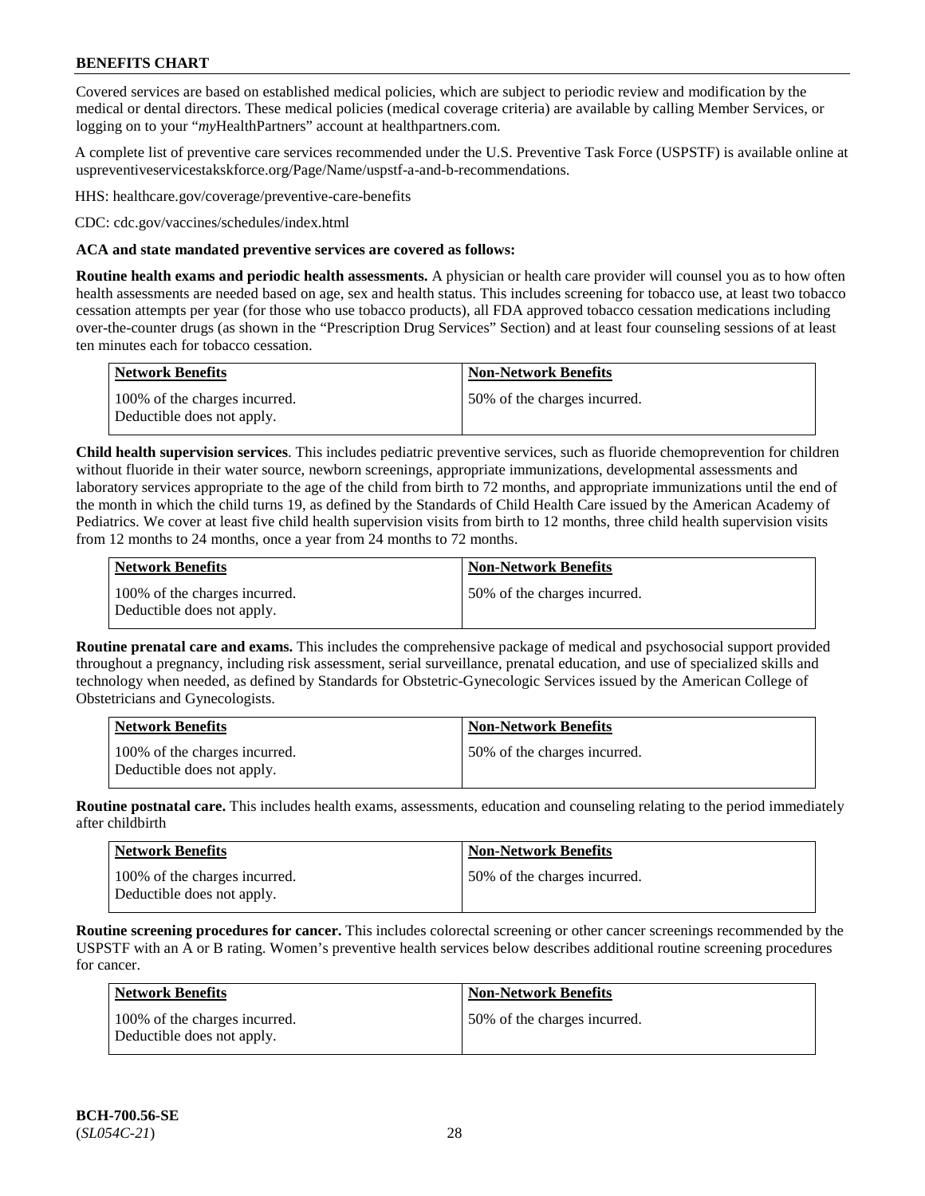Covered services are based on established medical policies, which are subject to periodic review and modification by the medical or dental directors. These medical policies (medical coverage criteria) are available by calling Member Services, or logging on to your "*my*HealthPartners" account at healthpartners.com.

A complete list of preventive care services recommended under the U.S. Preventive Task Force (USPSTF) is available online at uspreventiveservicestakskforce.org/Page/Name/uspstf-a-and-b-recommendations.

HHS: healthcare.gov/coverage/preventive-care-benefits

CDC: cdc.gov/vaccines/schedules/index.html

**ACA and state mandated preventive services are covered as follows:**

**Routine health exams and periodic health assessments.** A physician or health care provider will counsel you as to how often health assessments are needed based on age, sex and health status. This includes screening for tobacco use, at least two tobacco cessation attempts per year (for those who use tobacco products), all FDA approved tobacco cessation medications including over-the-counter drugs (as shown in the "Prescription Drug Services" Section) and at least four counseling sessions of at least ten minutes each for tobacco cessation.

| Network Benefits | Non-Network Benefits |
|---|---|
| 100% of the charges incurred. Deductible does not apply. | 50% of the charges incurred. |

**Child health supervision services**. This includes pediatric preventive services, such as fluoride chemoprevention for children without fluoride in their water source, newborn screenings, appropriate immunizations, developmental assessments and laboratory services appropriate to the age of the child from birth to 72 months, and appropriate immunizations until the end of the month in which the child turns 19, as defined by the Standards of Child Health Care issued by the American Academy of Pediatrics. We cover at least five child health supervision visits from birth to 12 months, three child health supervision visits from 12 months to 24 months, once a year from 24 months to 72 months.

| Network Benefits | Non-Network Benefits |
|---|---|
| 100% of the charges incurred. Deductible does not apply. | 50% of the charges incurred. |

**Routine prenatal care and exams.** This includes the comprehensive package of medical and psychosocial support provided throughout a pregnancy, including risk assessment, serial surveillance, prenatal education, and use of specialized skills and technology when needed, as defined by Standards for Obstetric-Gynecologic Services issued by the American College of Obstetricians and Gynecologists.

| Network Benefits | Non-Network Benefits |
|---|---|
| 100% of the charges incurred. Deductible does not apply. | 50% of the charges incurred. |

**Routine postnatal care.** This includes health exams, assessments, education and counseling relating to the period immediately after childbirth

| Network Benefits | Non-Network Benefits |
|---|---|
| 100% of the charges incurred. Deductible does not apply. | 50% of the charges incurred. |

**Routine screening procedures for cancer.** This includes colorectal screening or other cancer screenings recommended by the USPSTF with an A or B rating. Women's preventive health services below describes additional routine screening procedures for cancer.

| Network Benefits | Non-Network Benefits |
|---|---|
| 100% of the charges incurred. Deductible does not apply. | 50% of the charges incurred. |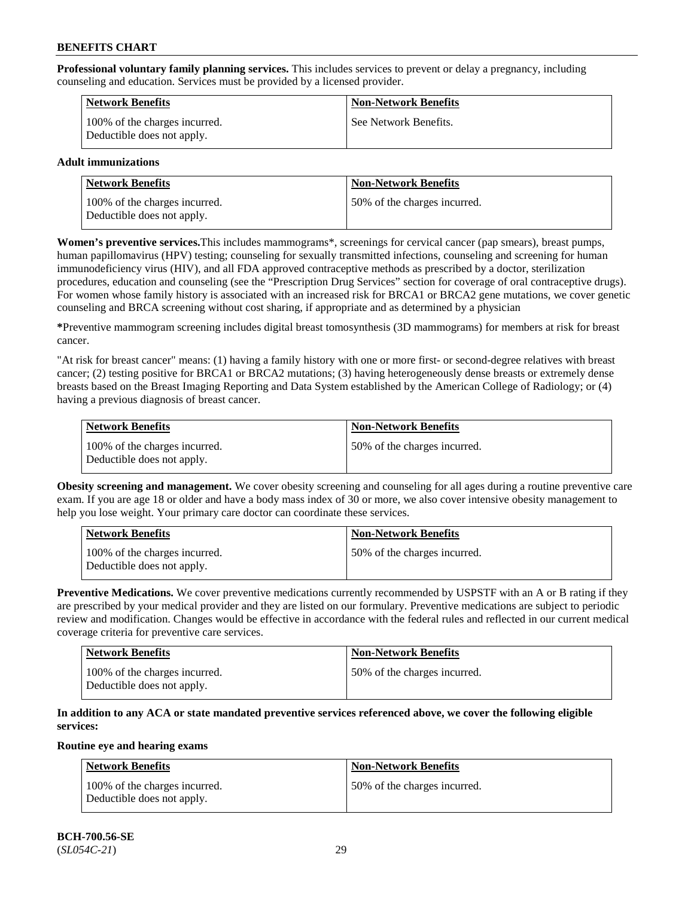**Professional voluntary family planning services.** This includes services to prevent or delay a pregnancy, including counseling and education. Services must be provided by a licensed provider.

| Network Benefits | Non-Network Benefits |
|---|---|
| 100% of the charges incurred. Deductible does not apply. | See Network Benefits. |

**Adult immunizations**

| Network Benefits | Non-Network Benefits |
|---|---|
| 100% of the charges incurred. Deductible does not apply. | 50% of the charges incurred. |

**Women's preventive services.** This includes mammograms*, screenings for cervical cancer (pap smears), breast pumps, human papillomavirus (HPV) testing; counseling for sexually transmitted infections, counseling and screening for human immunodeficiency virus (HIV), and all FDA approved contraceptive methods as prescribed by a doctor, sterilization procedures, education and counseling (see the "Prescription Drug Services" section for coverage of oral contraceptive drugs). For women whose family history is associated with an increased risk for BRCA1 or BRCA2 gene mutations, we cover genetic counseling and BRCA screening without cost sharing, if appropriate and as determined by a physician

***Preventive mammogram screening includes digital breast tomosynthesis (3D mammograms) for members at risk for breast cancer.

"At risk for breast cancer" means: (1) having a family history with one or more first- or second-degree relatives with breast cancer; (2) testing positive for BRCA1 or BRCA2 mutations; (3) having heterogeneously dense breasts or extremely dense breasts based on the Breast Imaging Reporting and Data System established by the American College of Radiology; or (4) having a previous diagnosis of breast cancer.

| Network Benefits | Non-Network Benefits |
|---|---|
| 100% of the charges incurred. Deductible does not apply. | 50% of the charges incurred. |

**Obesity screening and management.** We cover obesity screening and counseling for all ages during a routine preventive care exam. If you are age 18 or older and have a body mass index of 30 or more, we also cover intensive obesity management to help you lose weight. Your primary care doctor can coordinate these services.

| Network Benefits | Non-Network Benefits |
|---|---|
| 100% of the charges incurred. Deductible does not apply. | 50% of the charges incurred. |

**Preventive Medications.** We cover preventive medications currently recommended by USPSTF with an A or B rating if they are prescribed by your medical provider and they are listed on our formulary. Preventive medications are subject to periodic review and modification. Changes would be effective in accordance with the federal rules and reflected in our current medical coverage criteria for preventive care services.

| Network Benefits | Non-Network Benefits |
|---|---|
| 100% of the charges incurred. Deductible does not apply. | 50% of the charges incurred. |

**In addition to any ACA or state mandated preventive services referenced above, we cover the following eligible services:**

**Routine eye and hearing exams**

| Network Benefits | Non-Network Benefits |
|---|---|
| 100% of the charges incurred. Deductible does not apply. | 50% of the charges incurred. |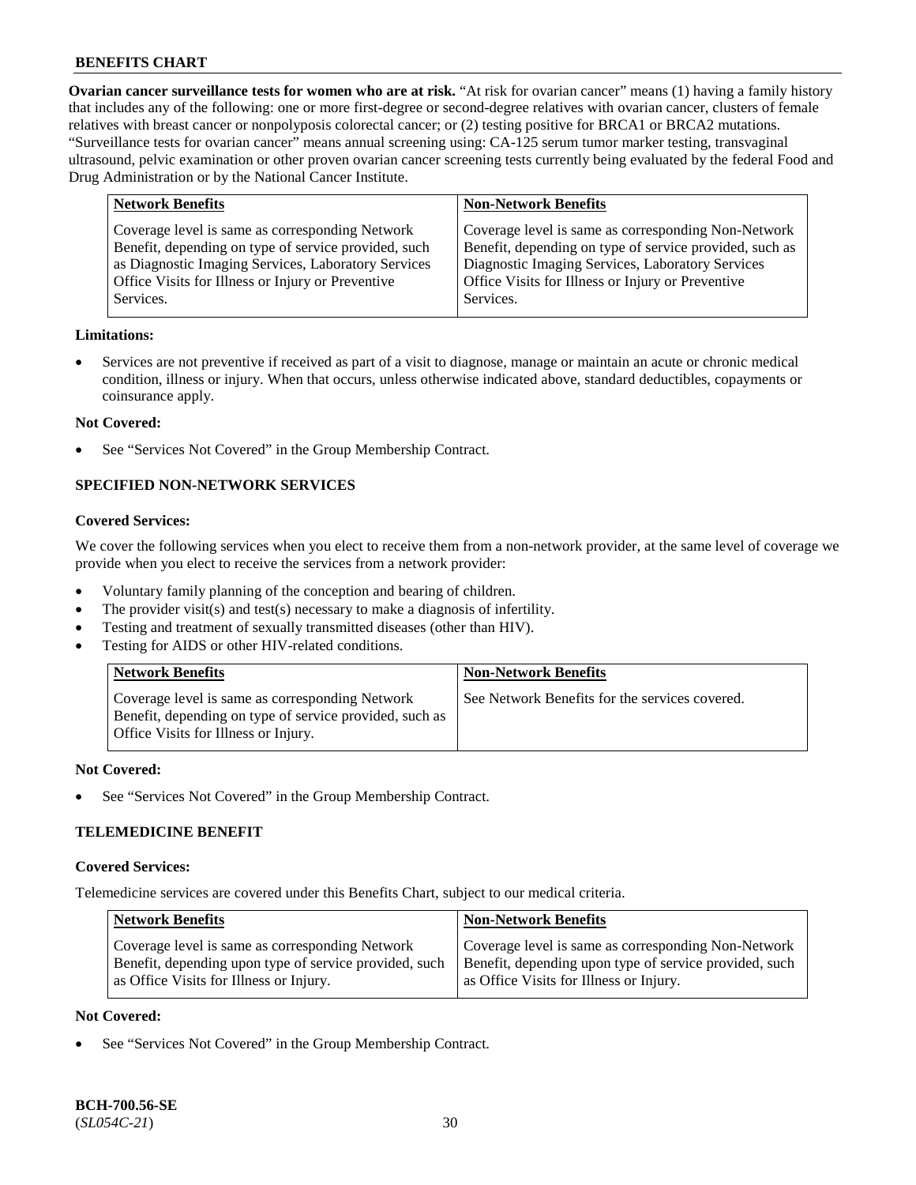**Ovarian cancer surveillance tests for women who are at risk.** "At risk for ovarian cancer" means (1) having a family history that includes any of the following: one or more first-degree or second-degree relatives with ovarian cancer, clusters of female relatives with breast cancer or nonpolyposis colorectal cancer; or (2) testing positive for BRCA1 or BRCA2 mutations. "Surveillance tests for ovarian cancer" means annual screening using: CA-125 serum tumor marker testing, transvaginal ultrasound, pelvic examination or other proven ovarian cancer screening tests currently being evaluated by the federal Food and Drug Administration or by the National Cancer Institute.

| Network Benefits | Non-Network Benefits |
|---|---|
| Coverage level is same as corresponding Network Benefit, depending on type of service provided, such as Diagnostic Imaging Services, Laboratory Services Office Visits for Illness or Injury or Preventive Services. | Coverage level is same as corresponding Non-Network Benefit, depending on type of service provided, such as Diagnostic Imaging Services, Laboratory Services Office Visits for Illness or Injury or Preventive Services. |

**Limitations:**

- Services are not preventive if received as part of a visit to diagnose, manage or maintain an acute or chronic medical condition, illness or injury. When that occurs, unless otherwise indicated above, standard deductibles, copayments or coinsurance apply.

**Not Covered:**

- See "Services Not Covered" in the Group Membership Contract.

## SPECIFIED NON-NETWORK SERVICES

**Covered Services:**

We cover the following services when you elect to receive them from a non-network provider, at the same level of coverage we provide when you elect to receive the services from a network provider:

- Voluntary family planning of the conception and bearing of children.
- The provider visit(s) and test(s) necessary to make a diagnosis of infertility.
- Testing and treatment of sexually transmitted diseases (other than HIV).
- Testing for AIDS or other HIV-related conditions.

| Network Benefits | Non-Network Benefits |
|---|---|
| Coverage level is same as corresponding Network Benefit, depending on type of service provided, such as Office Visits for Illness or Injury. | See Network Benefits for the services covered. |

**Not Covered:**

- See "Services Not Covered" in the Group Membership Contract.

## TELEMEDICINE BENEFIT

**Covered Services:**

Telemedicine services are covered under this Benefits Chart, subject to our medical criteria.

| Network Benefits | Non-Network Benefits |
|---|---|
| Coverage level is same as corresponding Network Benefit, depending upon type of service provided, such as Office Visits for Illness or Injury. | Coverage level is same as corresponding Non-Network Benefit, depending upon type of service provided, such as Office Visits for Illness or Injury. |

**Not Covered:**

- See "Services Not Covered" in the Group Membership Contract.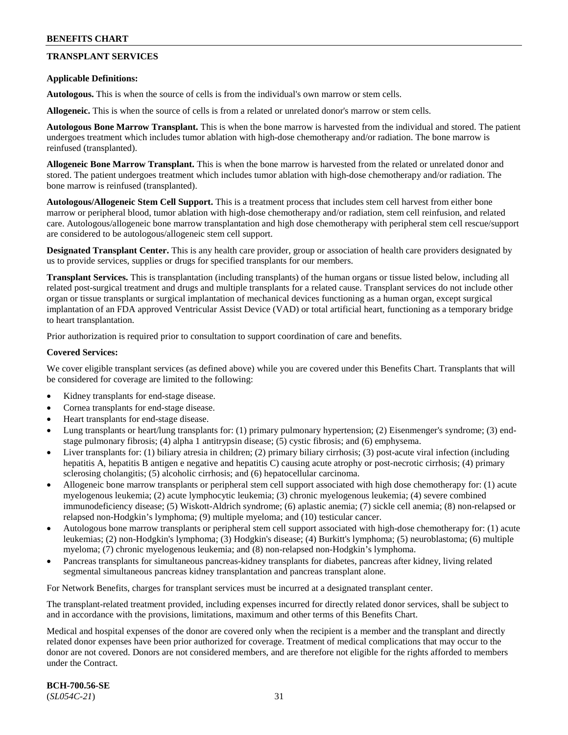## TRANSPLANT SERVICES

**Applicable Definitions:**

**Autologous.** This is when the source of cells is from the individual's own marrow or stem cells.

**Allogeneic.** This is when the source of cells is from a related or unrelated donor's marrow or stem cells.

**Autologous Bone Marrow Transplant.** This is when the bone marrow is harvested from the individual and stored. The patient undergoes treatment which includes tumor ablation with high-dose chemotherapy and/or radiation. The bone marrow is reinfused (transplanted).

**Allogeneic Bone Marrow Transplant.** This is when the bone marrow is harvested from the related or unrelated donor and stored. The patient undergoes treatment which includes tumor ablation with high-dose chemotherapy and/or radiation. The bone marrow is reinfused (transplanted).

**Autologous/Allogeneic Stem Cell Support.** This is a treatment process that includes stem cell harvest from either bone marrow or peripheral blood, tumor ablation with high-dose chemotherapy and/or radiation, stem cell reinfusion, and related care. Autologous/allogeneic bone marrow transplantation and high dose chemotherapy with peripheral stem cell rescue/support are considered to be autologous/allogeneic stem cell support.

**Designated Transplant Center.** This is any health care provider, group or association of health care providers designated by us to provide services, supplies or drugs for specified transplants for our members.

**Transplant Services.** This is transplantation (including transplants) of the human organs or tissue listed below, including all related post-surgical treatment and drugs and multiple transplants for a related cause. Transplant services do not include other organ or tissue transplants or surgical implantation of mechanical devices functioning as a human organ, except surgical implantation of an FDA approved Ventricular Assist Device (VAD) or total artificial heart, functioning as a temporary bridge to heart transplantation.

Prior authorization is required prior to consultation to support coordination of care and benefits.

**Covered Services:**

We cover eligible transplant services (as defined above) while you are covered under this Benefits Chart. Transplants that will be considered for coverage are limited to the following:

- Kidney transplants for end-stage disease.
- Cornea transplants for end-stage disease.
- Heart transplants for end-stage disease.
- Lung transplants or heart/lung transplants for: (1) primary pulmonary hypertension; (2) Eisenmenger's syndrome; (3) end-stage pulmonary fibrosis; (4) alpha 1 antitrypsin disease; (5) cystic fibrosis; and (6) emphysema.
- Liver transplants for: (1) biliary atresia in children; (2) primary biliary cirrhosis; (3) post-acute viral infection (including hepatitis A, hepatitis B antigen e negative and hepatitis C) causing acute atrophy or post-necrotic cirrhosis; (4) primary sclerosing cholangitis; (5) alcoholic cirrhosis; and (6) hepatocellular carcinoma.
- Allogeneic bone marrow transplants or peripheral stem cell support associated with high dose chemotherapy for: (1) acute myelogenous leukemia; (2) acute lymphocytic leukemia; (3) chronic myelogenous leukemia; (4) severe combined immunodeficiency disease; (5) Wiskott-Aldrich syndrome; (6) aplastic anemia; (7) sickle cell anemia; (8) non-relapsed or relapsed non-Hodgkin's lymphoma; (9) multiple myeloma; and (10) testicular cancer.
- Autologous bone marrow transplants or peripheral stem cell support associated with high-dose chemotherapy for: (1) acute leukemias; (2) non-Hodgkin's lymphoma; (3) Hodgkin's disease; (4) Burkitt's lymphoma; (5) neuroblastoma; (6) multiple myeloma; (7) chronic myelogenous leukemia; and (8) non-relapsed non-Hodgkin's lymphoma.
- Pancreas transplants for simultaneous pancreas-kidney transplants for diabetes, pancreas after kidney, living related segmental simultaneous pancreas kidney transplantation and pancreas transplant alone.

For Network Benefits, charges for transplant services must be incurred at a designated transplant center.

The transplant-related treatment provided, including expenses incurred for directly related donor services, shall be subject to and in accordance with the provisions, limitations, maximum and other terms of this Benefits Chart.

Medical and hospital expenses of the donor are covered only when the recipient is a member and the transplant and directly related donor expenses have been prior authorized for coverage. Treatment of medical complications that may occur to the donor are not covered. Donors are not considered members, and are therefore not eligible for the rights afforded to members under the Contract.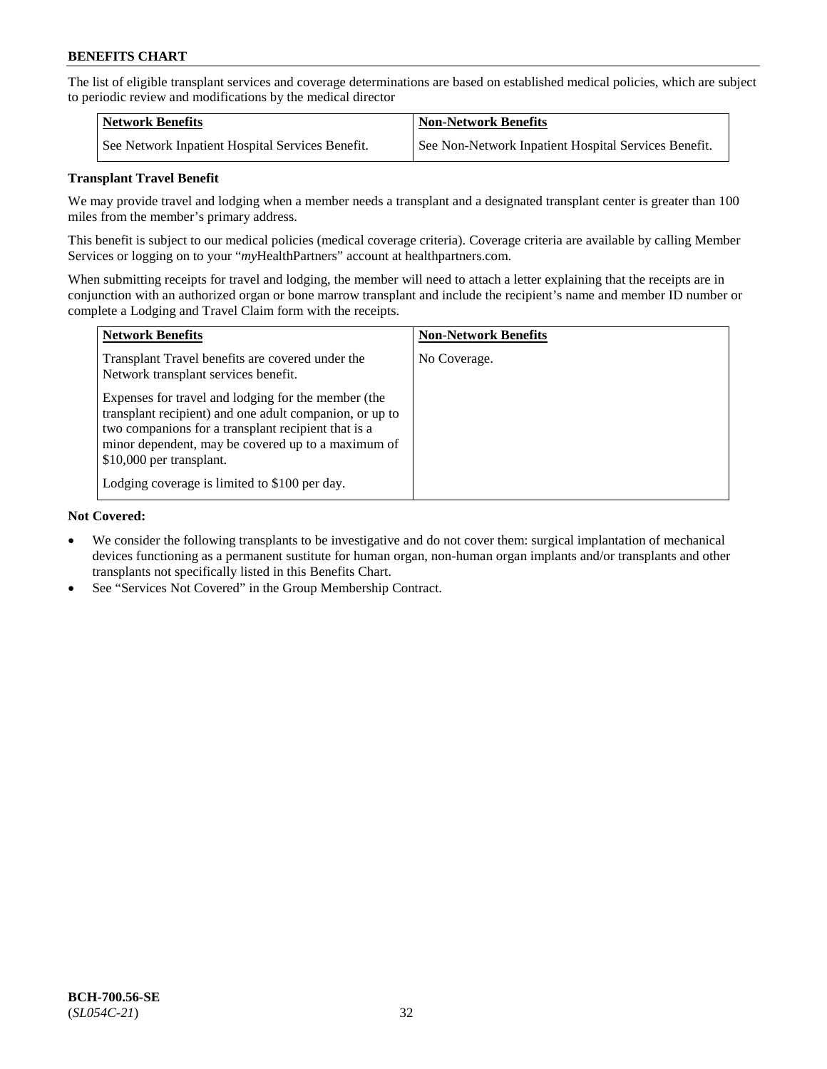The list of eligible transplant services and coverage determinations are based on established medical policies, which are subject to periodic review and modifications by the medical director

| Network Benefits | Non-Network Benefits |
| --- | --- |
| See Network Inpatient Hospital Services Benefit. | See Non-Network Inpatient Hospital Services Benefit. |

**Transplant Travel Benefit**

We may provide travel and lodging when a member needs a transplant and a designated transplant center is greater than 100 miles from the member's primary address.

This benefit is subject to our medical policies (medical coverage criteria). Coverage criteria are available by calling Member Services or logging on to your "*my*HealthPartners" account at healthpartners.com.

When submitting receipts for travel and lodging, the member will need to attach a letter explaining that the receipts are in conjunction with an authorized organ or bone marrow transplant and include the recipient's name and member ID number or complete a Lodging and Travel Claim form with the receipts.

| Network Benefits | Non-Network Benefits |
| --- | --- |
| Transplant Travel benefits are covered under the Network transplant services benefit.<br><br>Expenses for travel and lodging for the member (the transplant recipient) and one adult companion, or up to two companions for a transplant recipient that is a minor dependent, may be covered up to a maximum of $10,000 per transplant.<br><br>Lodging coverage is limited to $100 per day. | No Coverage. |

**Not Covered:**

- We consider the following transplants to be investigative and do not cover them: surgical implantation of mechanical devices functioning as a permanent sustitute for human organ, non-human organ implants and/or transplants and other transplants not specifically listed in this Benefits Chart.
- See "Services Not Covered" in the Group Membership Contract.